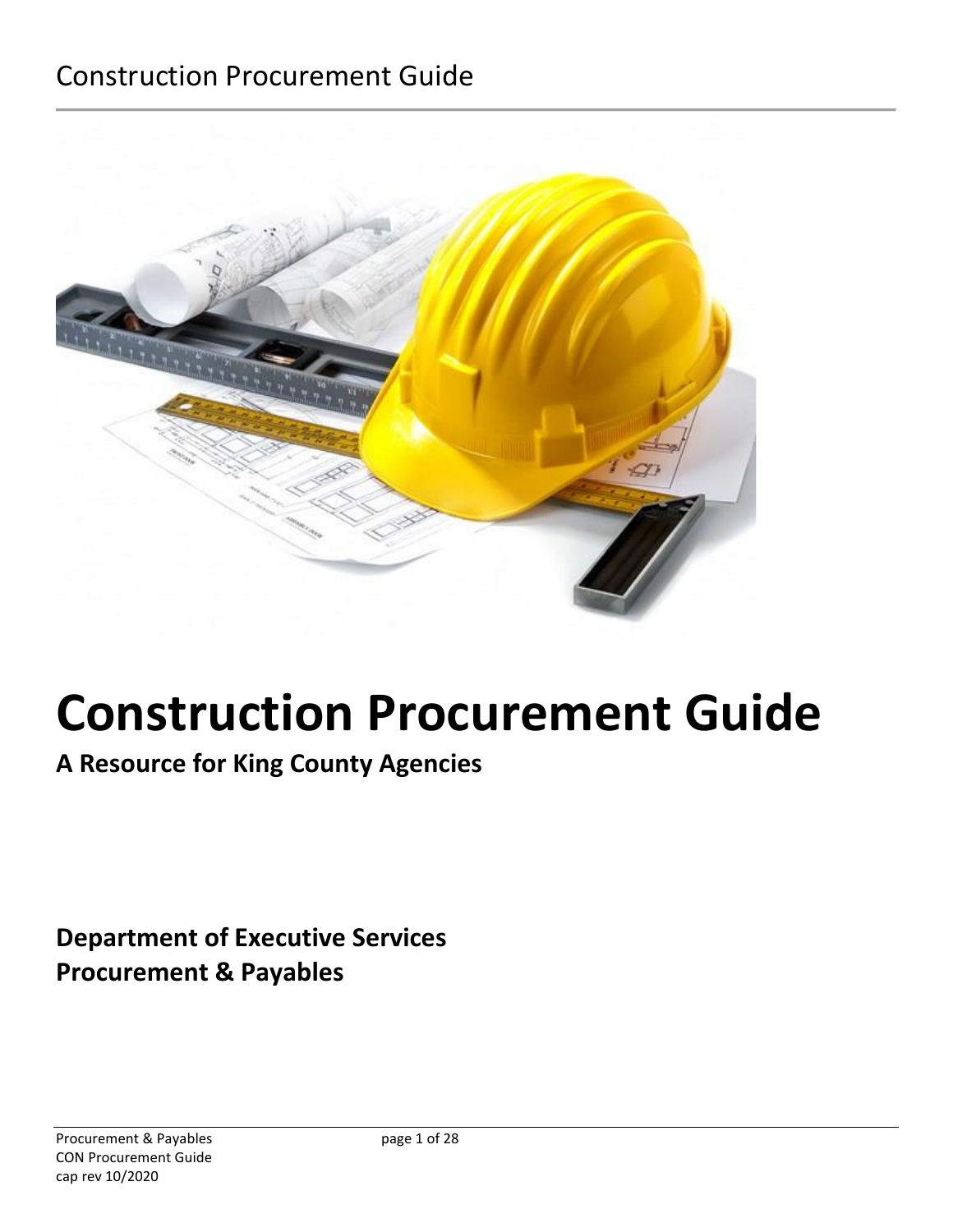# Construction Procurement Guide

**A Resource for King County Agencies**

**Department of Executive Services**
**Procurement & Payables**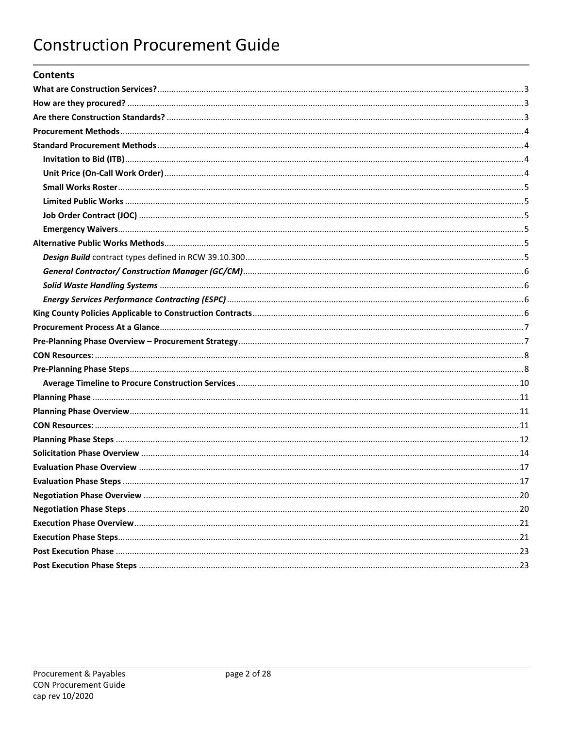# Construction Procurement Guide

## Contents

**What are Construction Services?** ... 3
**How are they procured?** ... 3
**Are there Construction Standards?** ... 3
**Procurement Methods** ... 4
**Standard Procurement Methods** ... 4
- **Invitation to Bid (ITB)** ... 4
- **Unit Price (On-Call Work Order)** ... 4
- **Small Works Roster** ... 5
- **Limited Public Works** ... 5
- **Job Order Contract (JOC)** ... 5
- **Emergency Waivers** ... 5

**Alternative Public Works Methods** ... 5
- ***Design Build*** contract types defined in RCW 39.10.300 ... 5
- ***General Contractor/ Construction Manager (GC/CM)*** ... 6
- ***Solid Waste Handling Systems*** ... 6
- ***Energy Services Performance Contracting (ESPC)*** ... 6

**King County Policies Applicable to Construction Contracts** ... 6
**Procurement Process At a Glance** ... 7
**Pre-Planning Phase Overview – Procurement Strategy** ... 7
**CON Resources:** ... 8
**Pre-Planning Phase Steps** ... 8
- **Average Timeline to Procure Construction Services** ... 10

**Planning Phase** ... 11
**Planning Phase Overview** ... 11
**CON Resources:** ... 11
**Planning Phase Steps** ... 12
**Solicitation Phase Overview** ... 14
**Evaluation Phase Overview** ... 17
**Evaluation Phase Steps** ... 17
**Negotiation Phase Overview** ... 20
**Negotiation Phase Steps** ... 20
**Execution Phase Overview** ... 21
**Execution Phase Steps** ... 21
**Post Execution Phase** ... 23
**Post Execution Phase Steps** ... 23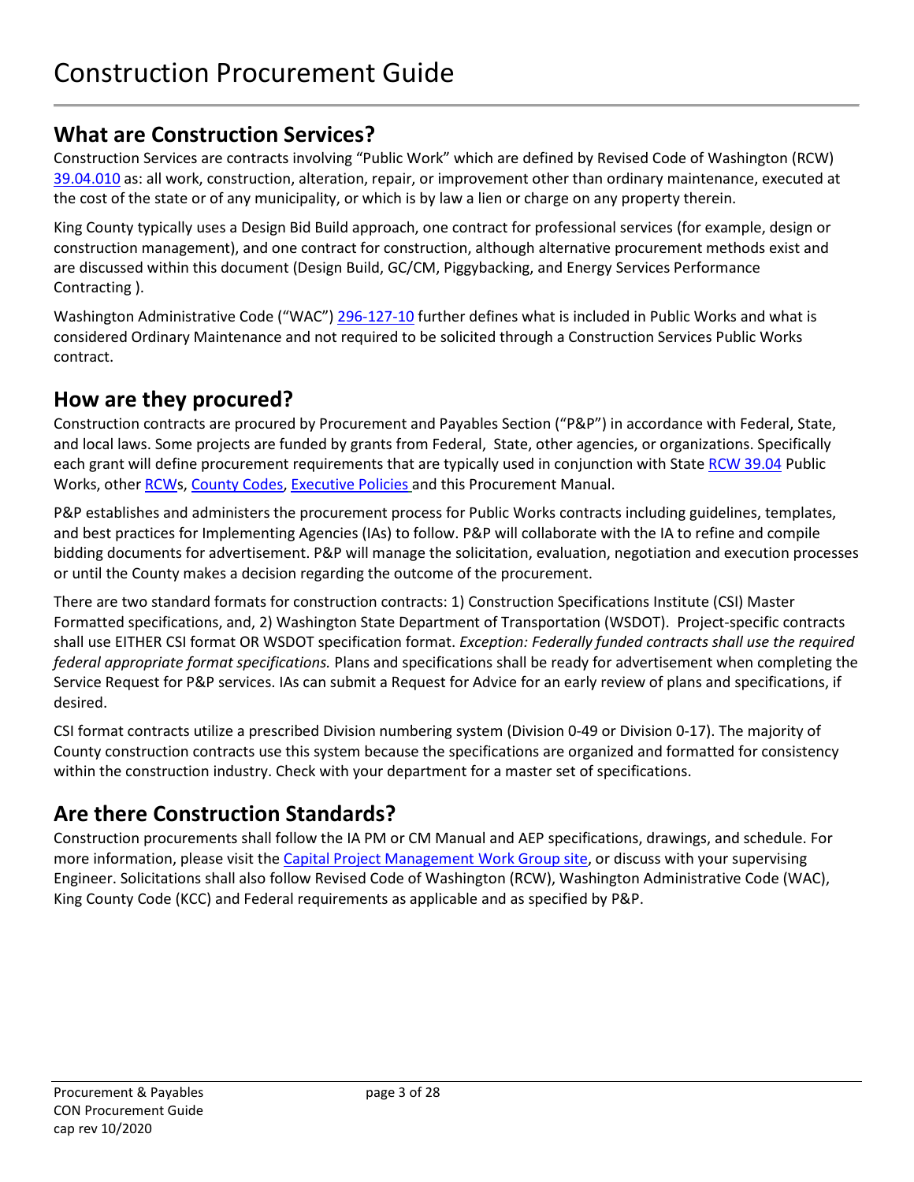# Construction Procurement Guide

## What are Construction Services?

Construction Services are contracts involving "Public Work" which are defined by Revised Code of Washington (RCW) 39.04.010 as: all work, construction, alteration, repair, or improvement other than ordinary maintenance, executed at the cost of the state or of any municipality, or which is by law a lien or charge on any property therein.

King County typically uses a Design Bid Build approach, one contract for professional services (for example, design or construction management), and one contract for construction, although alternative procurement methods exist and are discussed within this document (Design Build, GC/CM, Piggybacking, and Energy Services Performance Contracting ).

Washington Administrative Code ("WAC") 296-127-10 further defines what is included in Public Works and what is considered Ordinary Maintenance and not required to be solicited through a Construction Services Public Works contract.

## How are they procured?

Construction contracts are procured by Procurement and Payables Section ("P&P") in accordance with Federal, State, and local laws. Some projects are funded by grants from Federal, State, other agencies, or organizations. Specifically each grant will define procurement requirements that are typically used in conjunction with State RCW 39.04 Public Works, other RCWs, County Codes, Executive Policies and this Procurement Manual.

P&P establishes and administers the procurement process for Public Works contracts including guidelines, templates, and best practices for Implementing Agencies (IAs) to follow. P&P will collaborate with the IA to refine and compile bidding documents for advertisement. P&P will manage the solicitation, evaluation, negotiation and execution processes or until the County makes a decision regarding the outcome of the procurement.

There are two standard formats for construction contracts: 1) Construction Specifications Institute (CSI) Master Formatted specifications, and, 2) Washington State Department of Transportation (WSDOT). Project-specific contracts shall use EITHER CSI format OR WSDOT specification format. *Exception: Federally funded contracts shall use the required federal appropriate format specifications.* Plans and specifications shall be ready for advertisement when completing the Service Request for P&P services. IAs can submit a Request for Advice for an early review of plans and specifications, if desired.

CSI format contracts utilize a prescribed Division numbering system (Division 0-49 or Division 0-17). The majority of County construction contracts use this system because the specifications are organized and formatted for consistency within the construction industry. Check with your department for a master set of specifications.

## Are there Construction Standards?

Construction procurements shall follow the IA PM or CM Manual and AEP specifications, drawings, and schedule. For more information, please visit the Capital Project Management Work Group site, or discuss with your supervising Engineer. Solicitations shall also follow Revised Code of Washington (RCW), Washington Administrative Code (WAC), King County Code (KCC) and Federal requirements as applicable and as specified by P&P.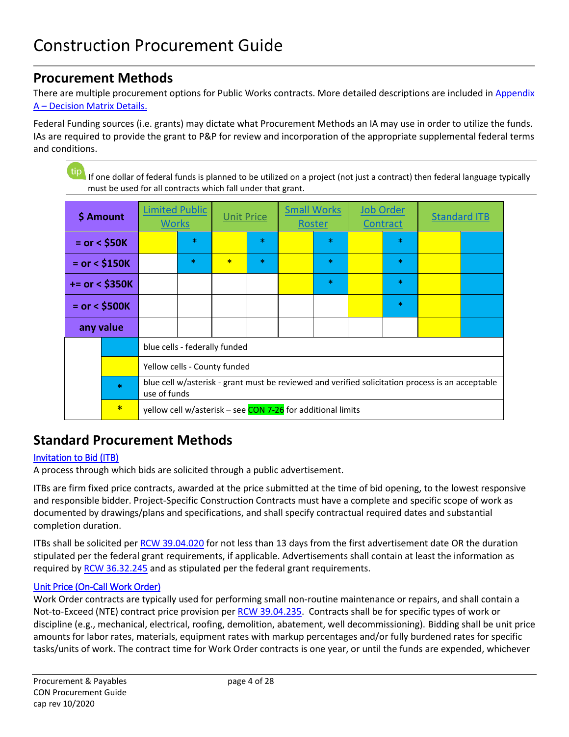# Construction Procurement Guide

## Procurement Methods

There are multiple procurement options for Public Works contracts. More detailed descriptions are included in Appendix A – Decision Matrix Details.

Federal Funding sources (i.e. grants) may dictate what Procurement Methods an IA may use in order to utilize the funds. IAs are required to provide the grant to P&P for review and incorporation of the appropriate supplemental federal terms and conditions.

> **tip** If one dollar of federal funds is planned to be utilized on a project (not just a contract) then federal language typically must be used for all contracts which fall under that grant.

| $ Amount | Limited Public Works | | Unit Price | | Small Works Roster | | Job Order Contract | | Standard ITB | |
|---|---|---|---|---|---|---|---|---|---|---|
| = or < $50K | Yellow | Blue * | Yellow | Blue * | Yellow | Blue * | Yellow | Blue * | Yellow | Blue |
| = or < $150K | | Blue * | Yellow * | Blue * | Yellow | Blue * | Yellow | Blue * | Yellow | Blue |
| += or < $350K | | | | | Yellow | Blue * | Yellow | Blue * | Yellow | Blue |
| = or < $500K | | | | | | | Yellow | Blue * | Yellow | Blue |
| any value | | | | | | | | | Yellow | Blue |

| Legend | Description |
|---|---|
| Blue | blue cells - federally funded |
| Yellow | Yellow cells - County funded |
| Blue * | blue cell w/asterisk - grant must be reviewed and verified solicitation process is an acceptable use of funds |
| Yellow * | yellow cell w/asterisk – see CON 7-26 for additional limits |

## Standard Procurement Methods

### Invitation to Bid (ITB)

A process through which bids are solicited through a public advertisement.

ITBs are firm fixed price contracts, awarded at the price submitted at the time of bid opening, to the lowest responsive and responsible bidder. Project-Specific Construction Contracts must have a complete and specific scope of work as documented by drawings/plans and specifications, and shall specify contractual required dates and substantial completion duration.

ITBs shall be solicited per RCW 39.04.020 for not less than 13 days from the first advertisement date OR the duration stipulated per the federal grant requirements, if applicable. Advertisements shall contain at least the information as required by RCW 36.32.245 and as stipulated per the federal grant requirements.

### Unit Price (On-Call Work Order)

Work Order contracts are typically used for performing small non-routine maintenance or repairs, and shall contain a Not-to-Exceed (NTE) contract price provision per RCW 39.04.235. Contracts shall be for specific types of work or discipline (e.g., mechanical, electrical, roofing, demolition, abatement, well decommissioning). Bidding shall be unit price amounts for labor rates, materials, equipment rates with markup percentages and/or fully burdened rates for specific tasks/units of work. The contract time for Work Order contracts is one year, or until the funds are expended, whichever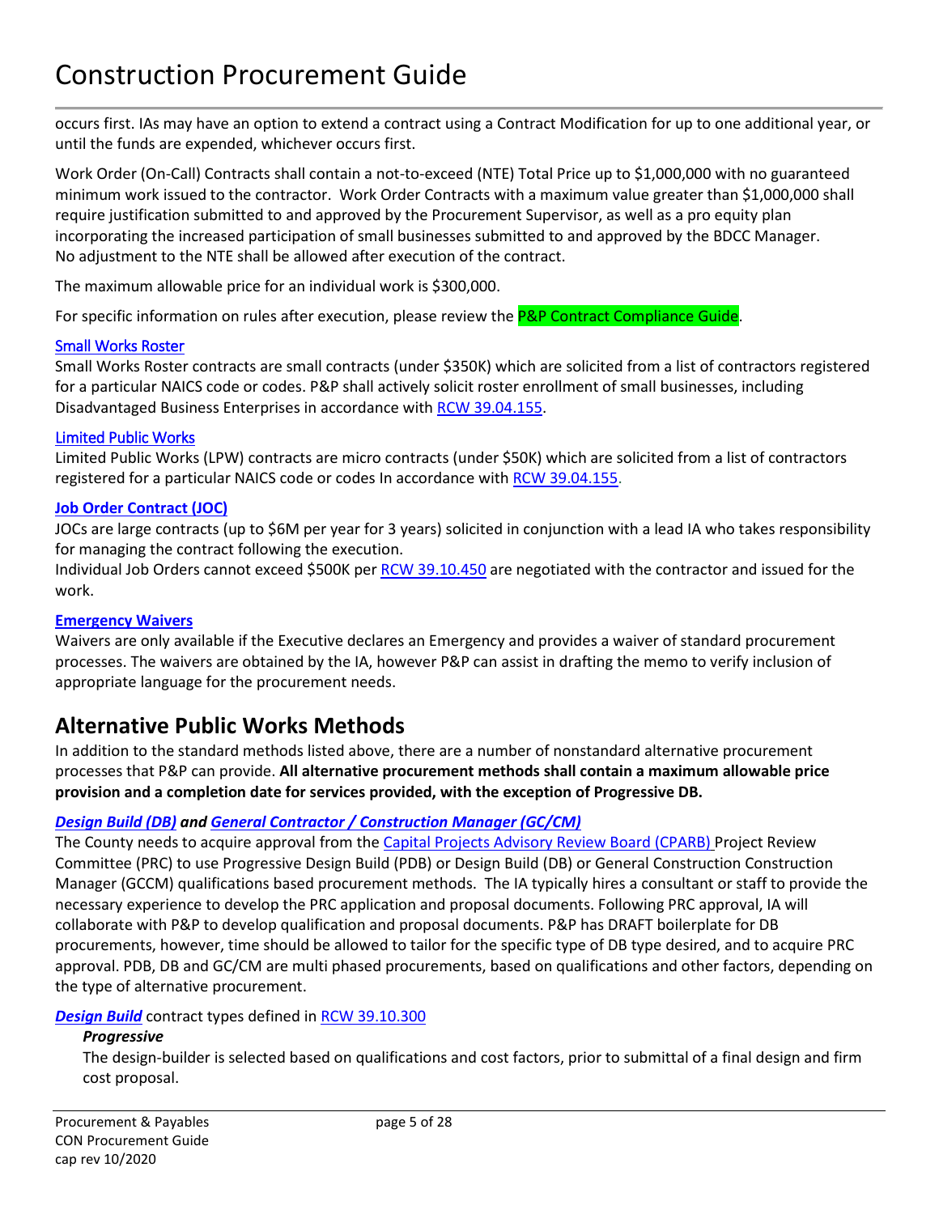occurs first. IAs may have an option to extend a contract using a Contract Modification for up to one additional year, or until the funds are expended, whichever occurs first.

Work Order (On-Call) Contracts shall contain a not-to-exceed (NTE) Total Price up to $1,000,000 with no guaranteed minimum work issued to the contractor. Work Order Contracts with a maximum value greater than $1,000,000 shall require justification submitted to and approved by the Procurement Supervisor, as well as a pro equity plan incorporating the increased participation of small businesses submitted to and approved by the BDCC Manager. No adjustment to the NTE shall be allowed after execution of the contract.

The maximum allowable price for an individual work is $300,000.

For specific information on rules after execution, please review the P&P Contract Compliance Guide.

### Small Works Roster

Small Works Roster contracts are small contracts (under $350K) which are solicited from a list of contractors registered for a particular NAICS code or codes. P&P shall actively solicit roster enrollment of small businesses, including Disadvantaged Business Enterprises in accordance with RCW 39.04.155.

### Limited Public Works

Limited Public Works (LPW) contracts are micro contracts (under $50K) which are solicited from a list of contractors registered for a particular NAICS code or codes In accordance with RCW 39.04.155.

### Job Order Contract (JOC)

JOCs are large contracts (up to $6M per year for 3 years) solicited in conjunction with a lead IA who takes responsibility for managing the contract following the execution.
Individual Job Orders cannot exceed $500K per RCW 39.10.450 are negotiated with the contractor and issued for the work.

### Emergency Waivers

Waivers are only available if the Executive declares an Emergency and provides a waiver of standard procurement processes. The waivers are obtained by the IA, however P&P can assist in drafting the memo to verify inclusion of appropriate language for the procurement needs.

## Alternative Public Works Methods

In addition to the standard methods listed above, there are a number of nonstandard alternative procurement processes that P&P can provide. **All alternative procurement methods shall contain a maximum allowable price provision and a completion date for services provided, with the exception of Progressive DB.**

### *Design Build (DB) and General Contractor / Construction Manager (GC/CM)*

The County needs to acquire approval from the Capital Projects Advisory Review Board (CPARB) Project Review Committee (PRC) to use Progressive Design Build (PDB) or Design Build (DB) or General Construction Construction Manager (GCCM) qualifications based procurement methods. The IA typically hires a consultant or staff to provide the necessary experience to develop the PRC application and proposal documents. Following PRC approval, IA will collaborate with P&P to develop qualification and proposal documents. P&P has DRAFT boilerplate for DB procurements, however, time should be allowed to tailor for the specific type of DB type desired, and to acquire PRC approval. PDB, DB and GC/CM are multi phased procurements, based on qualifications and other factors, depending on the type of alternative procurement.

***Design Build*** contract types defined in RCW 39.10.300

> ***Progressive***
>
> The design-builder is selected based on qualifications and cost factors, prior to submittal of a final design and firm cost proposal.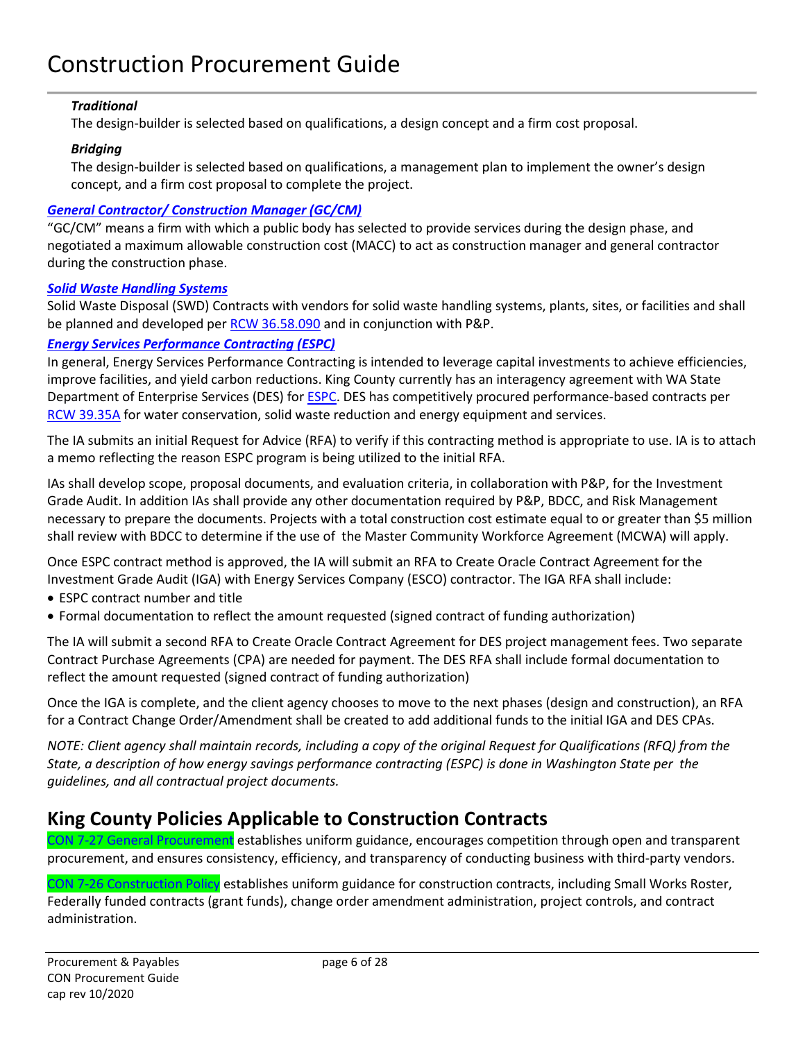***Traditional***

The design-builder is selected based on qualifications, a design concept and a firm cost proposal.

***Bridging***

The design-builder is selected based on qualifications, a management plan to implement the owner's design concept, and a firm cost proposal to complete the project.

### ***General Contractor/ Construction Manager (GC/CM)***

"GC/CM" means a firm with which a public body has selected to provide services during the design phase, and negotiated a maximum allowable construction cost (MACC) to act as construction manager and general contractor during the construction phase.

### ***Solid Waste Handling Systems***

Solid Waste Disposal (SWD) Contracts with vendors for solid waste handling systems, plants, sites, or facilities and shall be planned and developed per RCW 36.58.090 and in conjunction with P&P.

### ***Energy Services Performance Contracting (ESPC)***

In general, Energy Services Performance Contracting is intended to leverage capital investments to achieve efficiencies, improve facilities, and yield carbon reductions. King County currently has an interagency agreement with WA State Department of Enterprise Services (DES) for ESPC. DES has competitively procured performance-based contracts per RCW 39.35A for water conservation, solid waste reduction and energy equipment and services.

The IA submits an initial Request for Advice (RFA) to verify if this contracting method is appropriate to use. IA is to attach a memo reflecting the reason ESPC program is being utilized to the initial RFA.

IAs shall develop scope, proposal documents, and evaluation criteria, in collaboration with P&P, for the Investment Grade Audit. In addition IAs shall provide any other documentation required by P&P, BDCC, and Risk Management necessary to prepare the documents. Projects with a total construction cost estimate equal to or greater than $5 million shall review with BDCC to determine if the use of the Master Community Workforce Agreement (MCWA) will apply.

Once ESPC contract method is approved, the IA will submit an RFA to Create Oracle Contract Agreement for the Investment Grade Audit (IGA) with Energy Services Company (ESCO) contractor. The IGA RFA shall include:

- ESPC contract number and title
- Formal documentation to reflect the amount requested (signed contract of funding authorization)

The IA will submit a second RFA to Create Oracle Contract Agreement for DES project management fees. Two separate Contract Purchase Agreements (CPA) are needed for payment. The DES RFA shall include formal documentation to reflect the amount requested (signed contract of funding authorization)

Once the IGA is complete, and the client agency chooses to move to the next phases (design and construction), an RFA for a Contract Change Order/Amendment shall be created to add additional funds to the initial IGA and DES CPAs.

*NOTE: Client agency shall maintain records, including a copy of the original Request for Qualifications (RFQ) from the State, a description of how energy savings performance contracting (ESPC) is done in Washington State per the guidelines, and all contractual project documents.*

## King County Policies Applicable to Construction Contracts

CON 7-27 General Procurement establishes uniform guidance, encourages competition through open and transparent procurement, and ensures consistency, efficiency, and transparency of conducting business with third-party vendors.

CON 7-26 Construction Policy establishes uniform guidance for construction contracts, including Small Works Roster, Federally funded contracts (grant funds), change order amendment administration, project controls, and contract administration.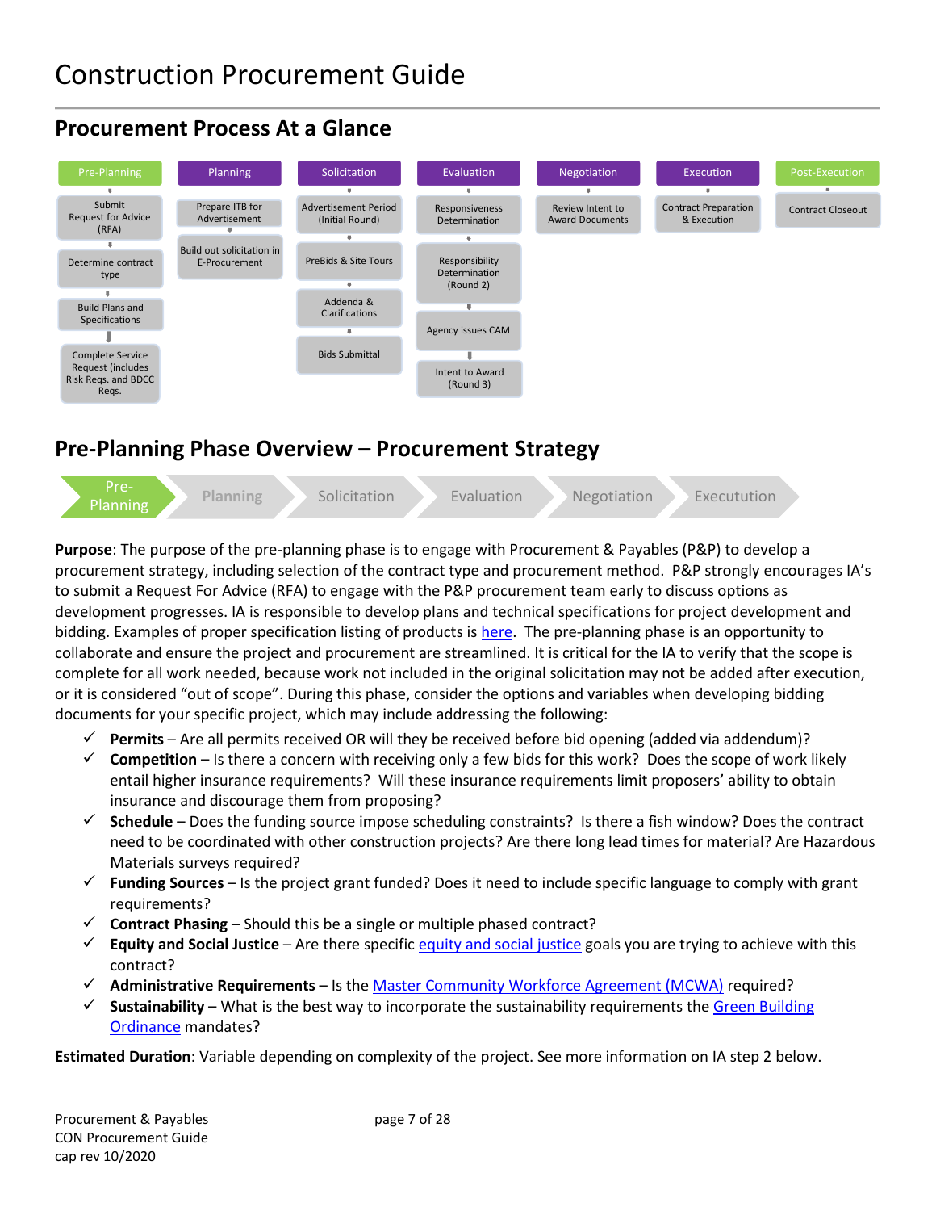# Construction Procurement Guide

## Procurement Process At a Glance

| Pre-Planning | Planning | Solicitation | Evaluation | Negotiation | Execution | Post-Execution |
|---|---|---|---|---|---|---|
| Submit Request for Advice (RFA) | Prepare ITB for Advertisement | Advertisement Period (Initial Round) | Responsiveness Determination | Review Intent to Award Documents | Contract Preparation & Execution | Contract Closeout |
| Determine contract type | Build out solicitation in E-Procurement | PreBids & Site Tours | Responsibility Determination (Round 2) | | | |
| Build Plans and Specifications | | Addenda & Clarifications | Agency issues CAM | | | |
| Complete Service Request (includes Risk Reqs. and BDCC Reqs. | | Bids Submittal | Intent to Award (Round 3) | | | |

## Pre-Planning Phase Overview – Procurement Strategy

Pre-Planning → Planning → Solicitation → Evaluation → Negotiation → Executution

**Purpose**: The purpose of the pre-planning phase is to engage with Procurement & Payables (P&P) to develop a procurement strategy, including selection of the contract type and procurement method. P&P strongly encourages IA's to submit a Request For Advice (RFA) to engage with the P&P procurement team early to discuss options as development progresses. IA is responsible to develop plans and technical specifications for project development and bidding. Examples of proper specification listing of products is here. The pre-planning phase is an opportunity to collaborate and ensure the project and procurement are streamlined. It is critical for the IA to verify that the scope is complete for all work needed, because work not included in the original solicitation may not be added after execution, or it is considered "out of scope". During this phase, consider the options and variables when developing bidding documents for your specific project, which may include addressing the following:

- ✓ **Permits** – Are all permits received OR will they be received before bid opening (added via addendum)?
- ✓ **Competition** – Is there a concern with receiving only a few bids for this work? Does the scope of work likely entail higher insurance requirements? Will these insurance requirements limit proposers' ability to obtain insurance and discourage them from proposing?
- ✓ **Schedule** – Does the funding source impose scheduling constraints? Is there a fish window? Does the contract need to be coordinated with other construction projects? Are there long lead times for material? Are Hazardous Materials surveys required?
- ✓ **Funding Sources** – Is the project grant funded? Does it need to include specific language to comply with grant requirements?
- ✓ **Contract Phasing** – Should this be a single or multiple phased contract?
- ✓ **Equity and Social Justice** – Are there specific equity and social justice goals you are trying to achieve with this contract?
- ✓ **Administrative Requirements** – Is the Master Community Workforce Agreement (MCWA) required?
- ✓ **Sustainability** – What is the best way to incorporate the sustainability requirements the Green Building Ordinance mandates?

**Estimated Duration**: Variable depending on complexity of the project. See more information on IA step 2 below.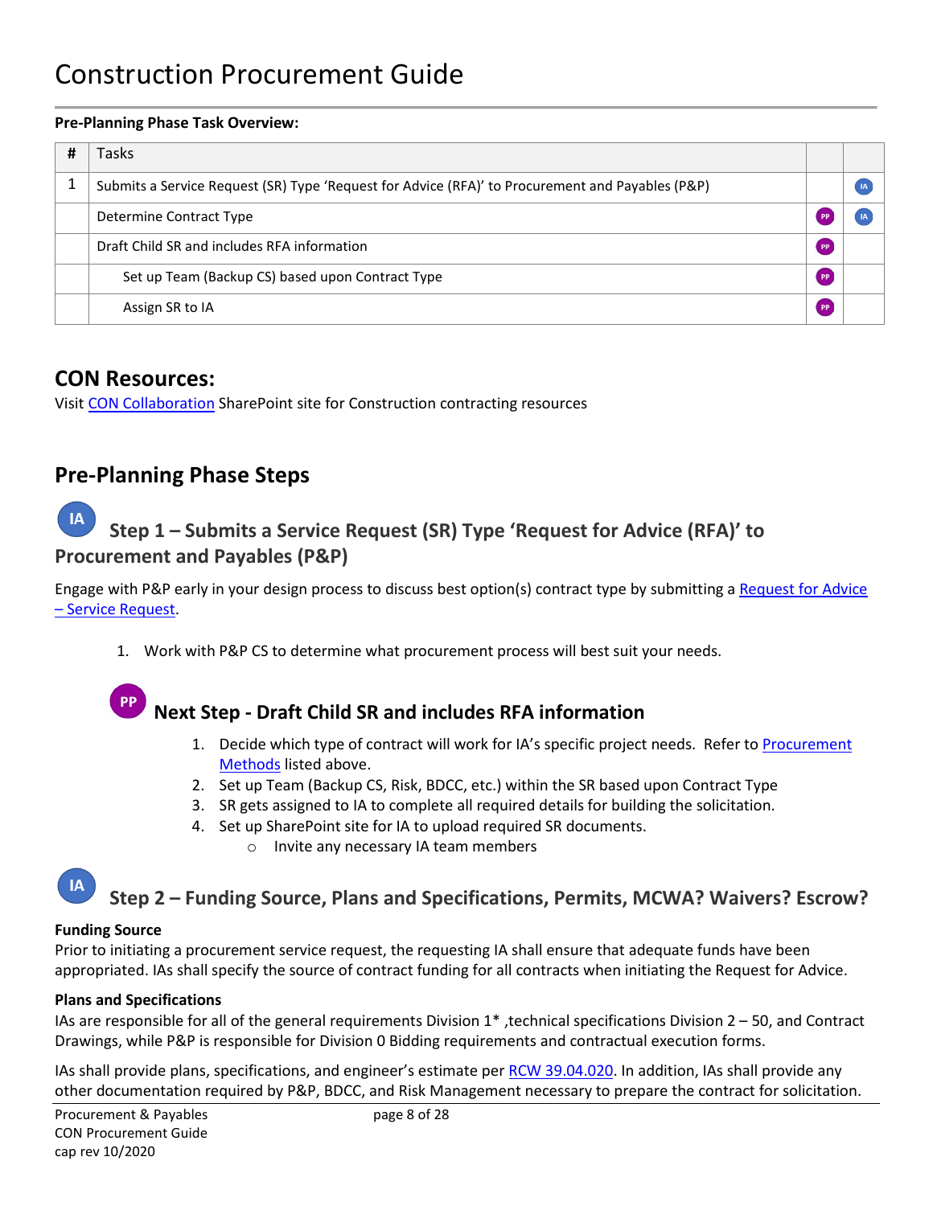# Construction Procurement Guide

**Pre-Planning Phase Task Overview:**

| # | Tasks | | |
|---|---|---|---|
| 1 | Submits a Service Request (SR) Type 'Request for Advice (RFA)' to Procurement and Payables (P&P) | | IA |
| | Determine Contract Type | PP | IA |
| | Draft Child SR and includes RFA information | PP | |
| | Set up Team (Backup CS) based upon Contract Type | PP | |
| | Assign SR to IA | PP | |

## CON Resources:

Visit CON Collaboration SharePoint site for Construction contracting resources

## Pre-Planning Phase Steps

### IA Step 1 – Submits a Service Request (SR) Type 'Request for Advice (RFA)' to Procurement and Payables (P&P)

Engage with P&P early in your design process to discuss best option(s) contract type by submitting a Request for Advice – Service Request.

1. Work with P&P CS to determine what procurement process will best suit your needs.

### PP Next Step - Draft Child SR and includes RFA information

1. Decide which type of contract will work for IA's specific project needs. Refer to Procurement Methods listed above.
2. Set up Team (Backup CS, Risk, BDCC, etc.) within the SR based upon Contract Type
3. SR gets assigned to IA to complete all required details for building the solicitation.
4. Set up SharePoint site for IA to upload required SR documents.
   - Invite any necessary IA team members

### IA Step 2 – Funding Source, Plans and Specifications, Permits, MCWA? Waivers? Escrow?

**Funding Source**

Prior to initiating a procurement service request, the requesting IA shall ensure that adequate funds have been appropriated. IAs shall specify the source of contract funding for all contracts when initiating the Request for Advice.

**Plans and Specifications**

IAs are responsible for all of the general requirements Division 1* ,technical specifications Division 2 – 50, and Contract Drawings, while P&P is responsible for Division 0 Bidding requirements and contractual execution forms.

IAs shall provide plans, specifications, and engineer's estimate per RCW 39.04.020. In addition, IAs shall provide any other documentation required by P&P, BDCC, and Risk Management necessary to prepare the contract for solicitation.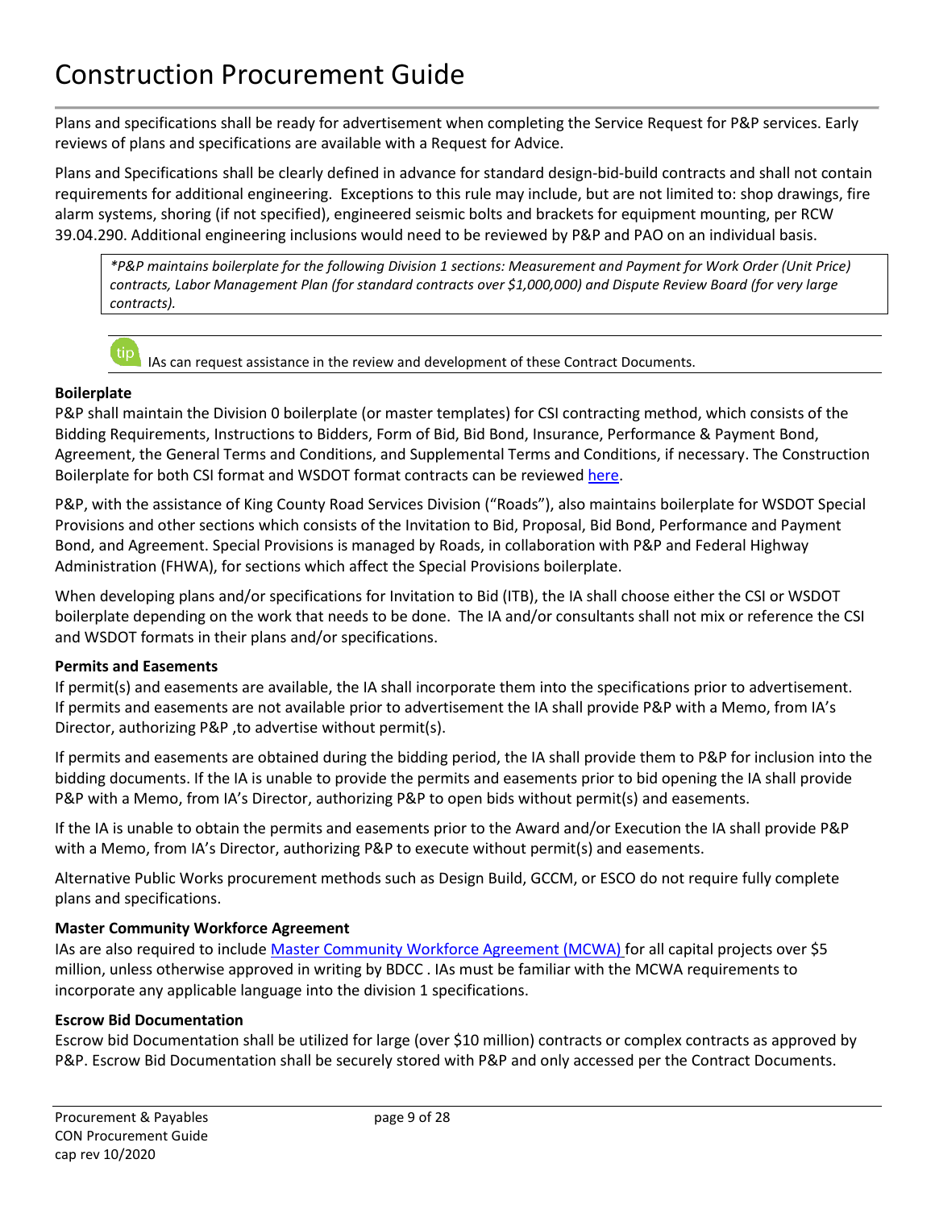# Construction Procurement Guide

Plans and specifications shall be ready for advertisement when completing the Service Request for P&P services. Early reviews of plans and specifications are available with a Request for Advice.

Plans and Specifications shall be clearly defined in advance for standard design-bid-build contracts and shall not contain requirements for additional engineering. Exceptions to this rule may include, but are not limited to: shop drawings, fire alarm systems, shoring (if not specified), engineered seismic bolts and brackets for equipment mounting, per RCW 39.04.290. Additional engineering inclusions would need to be reviewed by P&P and PAO on an individual basis.

> *\*P&P maintains boilerplate for the following Division 1 sections: Measurement and Payment for Work Order (Unit Price) contracts, Labor Management Plan (for standard contracts over $1,000,000) and Dispute Review Board (for very large contracts).*

> tip IAs can request assistance in the review and development of these Contract Documents.

**Boilerplate**

P&P shall maintain the Division 0 boilerplate (or master templates) for CSI contracting method, which consists of the Bidding Requirements, Instructions to Bidders, Form of Bid, Bid Bond, Insurance, Performance & Payment Bond, Agreement, the General Terms and Conditions, and Supplemental Terms and Conditions, if necessary. The Construction Boilerplate for both CSI format and WSDOT format contracts can be reviewed here.

P&P, with the assistance of King County Road Services Division ("Roads"), also maintains boilerplate for WSDOT Special Provisions and other sections which consists of the Invitation to Bid, Proposal, Bid Bond, Performance and Payment Bond, and Agreement. Special Provisions is managed by Roads, in collaboration with P&P and Federal Highway Administration (FHWA), for sections which affect the Special Provisions boilerplate.

When developing plans and/or specifications for Invitation to Bid (ITB), the IA shall choose either the CSI or WSDOT boilerplate depending on the work that needs to be done. The IA and/or consultants shall not mix or reference the CSI and WSDOT formats in their plans and/or specifications.

**Permits and Easements**

If permit(s) and easements are available, the IA shall incorporate them into the specifications prior to advertisement. If permits and easements are not available prior to advertisement the IA shall provide P&P with a Memo, from IA's Director, authorizing P&P ,to advertise without permit(s).

If permits and easements are obtained during the bidding period, the IA shall provide them to P&P for inclusion into the bidding documents. If the IA is unable to provide the permits and easements prior to bid opening the IA shall provide P&P with a Memo, from IA's Director, authorizing P&P to open bids without permit(s) and easements.

If the IA is unable to obtain the permits and easements prior to the Award and/or Execution the IA shall provide P&P with a Memo, from IA's Director, authorizing P&P to execute without permit(s) and easements.

Alternative Public Works procurement methods such as Design Build, GCCM, or ESCO do not require fully complete plans and specifications.

**Master Community Workforce Agreement**

IAs are also required to include Master Community Workforce Agreement (MCWA) for all capital projects over $5 million, unless otherwise approved in writing by BDCC . IAs must be familiar with the MCWA requirements to incorporate any applicable language into the division 1 specifications.

**Escrow Bid Documentation**

Escrow bid Documentation shall be utilized for large (over $10 million) contracts or complex contracts as approved by P&P. Escrow Bid Documentation shall be securely stored with P&P and only accessed per the Contract Documents.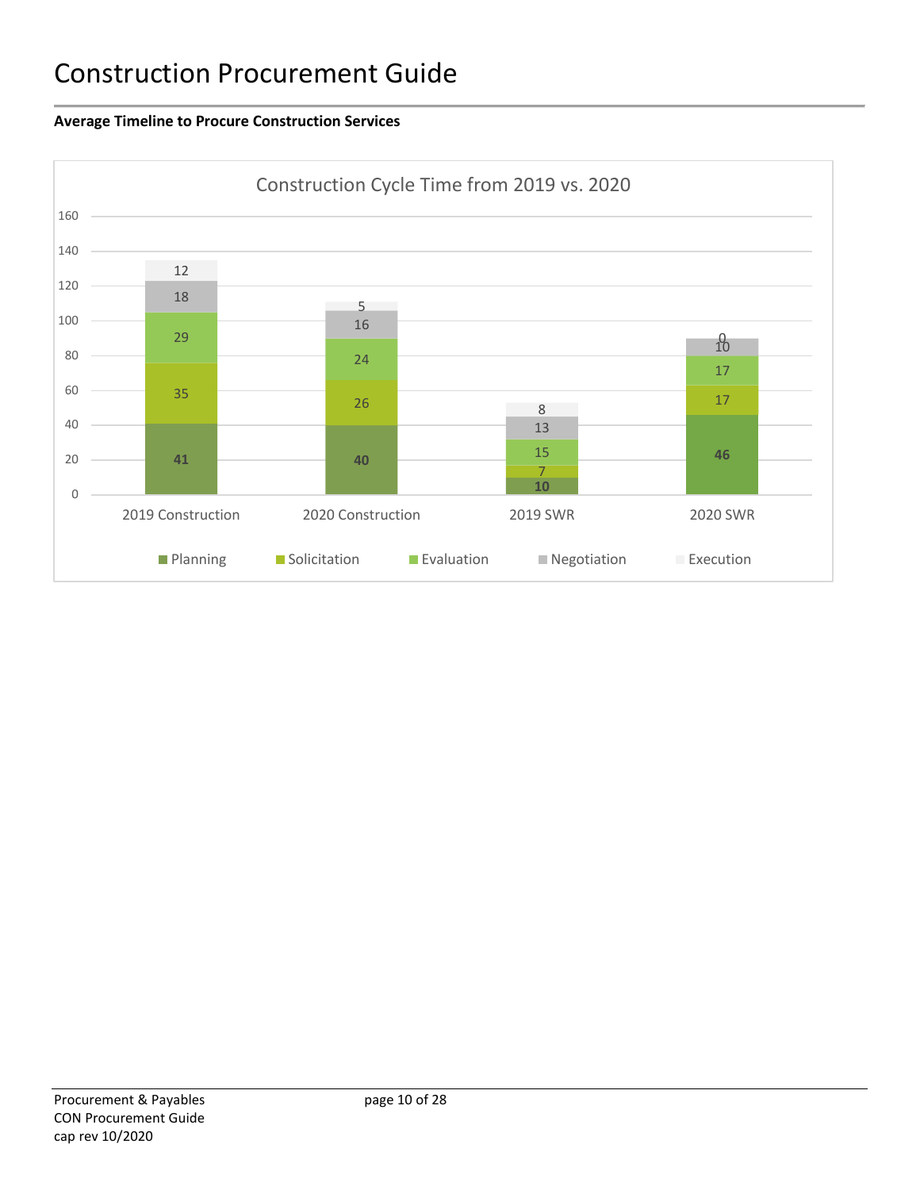# Construction Procurement Guide

**Average Timeline to Procure Construction Services**

Construction Cycle Time from 2019 vs. 2020

| | Planning | Solicitation | Evaluation | Negotiation | Execution |
|---|---|---|---|---|---|
| 2019 Construction | 41 | 35 | 29 | 18 | 12 |
| 2020 Construction | 40 | 26 | 24 | 16 | 5 |
| 2019 SWR | 10 | 7 | 15 | 13 | 8 |
| 2020 SWR | 46 | 17 | 17 | 10 | 0 |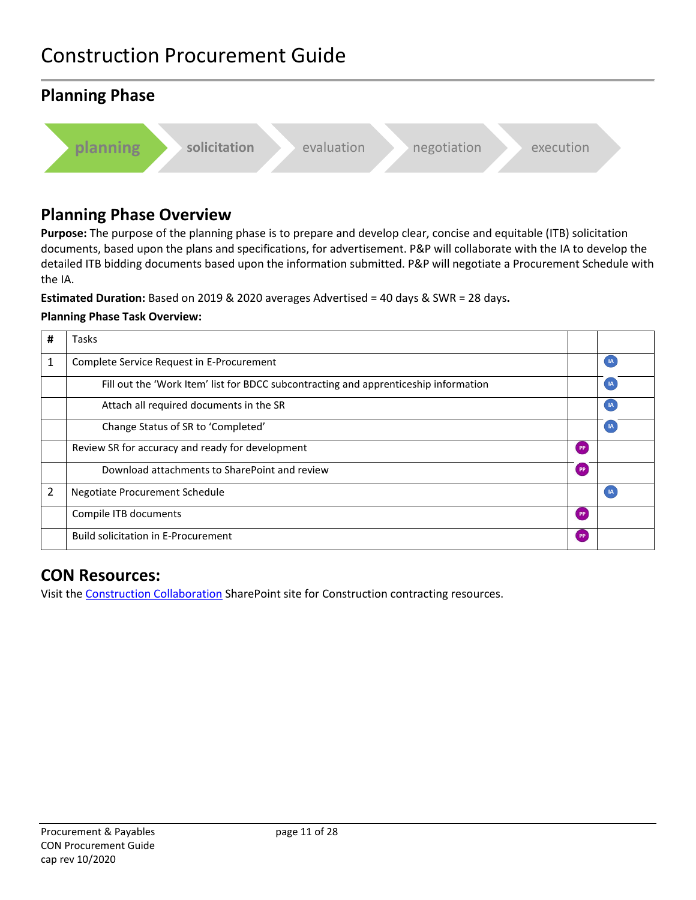# Construction Procurement Guide

## Planning Phase

planning → solicitation → evaluation → negotiation → execution

## Planning Phase Overview

**Purpose:** The purpose of the planning phase is to prepare and develop clear, concise and equitable (ITB) solicitation documents, based upon the plans and specifications, for advertisement. P&P will collaborate with the IA to develop the detailed ITB bidding documents based upon the information submitted. P&P will negotiate a Procurement Schedule with the IA.

**Estimated Duration:** Based on 2019 & 2020 averages Advertised = 40 days & SWR = 28 days**.**

**Planning Phase Task Overview:**

| # | Tasks | | |
|---|---|---|---|
| 1 | Complete Service Request in E-Procurement | | IA |
| | Fill out the 'Work Item' list for BDCC subcontracting and apprenticeship information | | IA |
| | Attach all required documents in the SR | | IA |
| | Change Status of SR to 'Completed' | | IA |
| | Review SR for accuracy and ready for development | PP | |
| | Download attachments to SharePoint and review | PP | |
| 2 | Negotiate Procurement Schedule | | IA |
| | Compile ITB documents | PP | |
| | Build solicitation in E-Procurement | PP | |

## CON Resources:

Visit the Construction Collaboration SharePoint site for Construction contracting resources.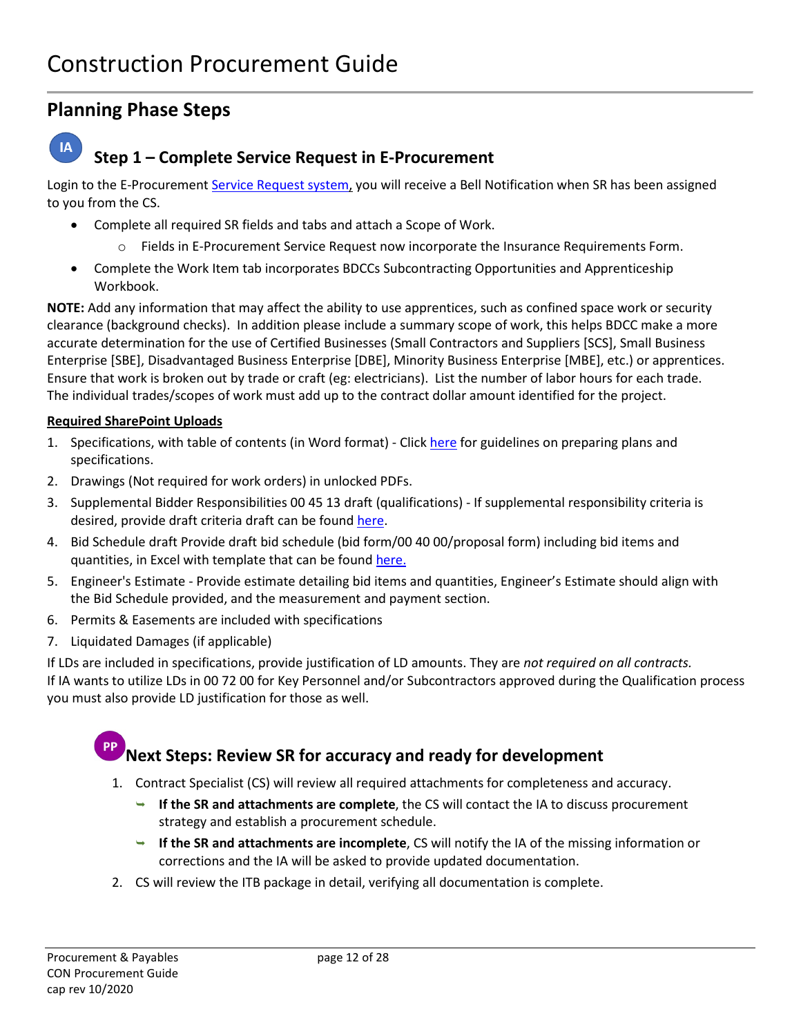# Construction Procurement Guide

## Planning Phase Steps

### IA Step 1 – Complete Service Request in E-Procurement

Login to the E-Procurement Service Request system, you will receive a Bell Notification when SR has been assigned to you from the CS.

- Complete all required SR fields and tabs and attach a Scope of Work.
  - Fields in E-Procurement Service Request now incorporate the Insurance Requirements Form.
- Complete the Work Item tab incorporates BDCCs Subcontracting Opportunities and Apprenticeship Workbook.

**NOTE:** Add any information that may affect the ability to use apprentices, such as confined space work or security clearance (background checks). In addition please include a summary scope of work, this helps BDCC make a more accurate determination for the use of Certified Businesses (Small Contractors and Suppliers [SCS], Small Business Enterprise [SBE], Disadvantaged Business Enterprise [DBE], Minority Business Enterprise [MBE], etc.) or apprentices. Ensure that work is broken out by trade or craft (eg: electricians). List the number of labor hours for each trade. The individual trades/scopes of work must add up to the contract dollar amount identified for the project.

**Required SharePoint Uploads**

1. Specifications, with table of contents (in Word format) - Click here for guidelines on preparing plans and specifications.
2. Drawings (Not required for work orders) in unlocked PDFs.
3. Supplemental Bidder Responsibilities 00 45 13 draft (qualifications) - If supplemental responsibility criteria is desired, provide draft criteria draft can be found here.
4. Bid Schedule draft Provide draft bid schedule (bid form/00 40 00/proposal form) including bid items and quantities, in Excel with template that can be found here.
5. Engineer's Estimate - Provide estimate detailing bid items and quantities, Engineer's Estimate should align with the Bid Schedule provided, and the measurement and payment section.
6. Permits & Easements are included with specifications
7. Liquidated Damages (if applicable)

If LDs are included in specifications, provide justification of LD amounts. They are *not required on all contracts.* If IA wants to utilize LDs in 00 72 00 for Key Personnel and/or Subcontractors approved during the Qualification process you must also provide LD justification for those as well.

### PP Next Steps: Review SR for accuracy and ready for development

1. Contract Specialist (CS) will review all required attachments for completeness and accuracy.
   - **If the SR and attachments are complete**, the CS will contact the IA to discuss procurement strategy and establish a procurement schedule.
   - **If the SR and attachments are incomplete**, CS will notify the IA of the missing information or corrections and the IA will be asked to provide updated documentation.
2. CS will review the ITB package in detail, verifying all documentation is complete.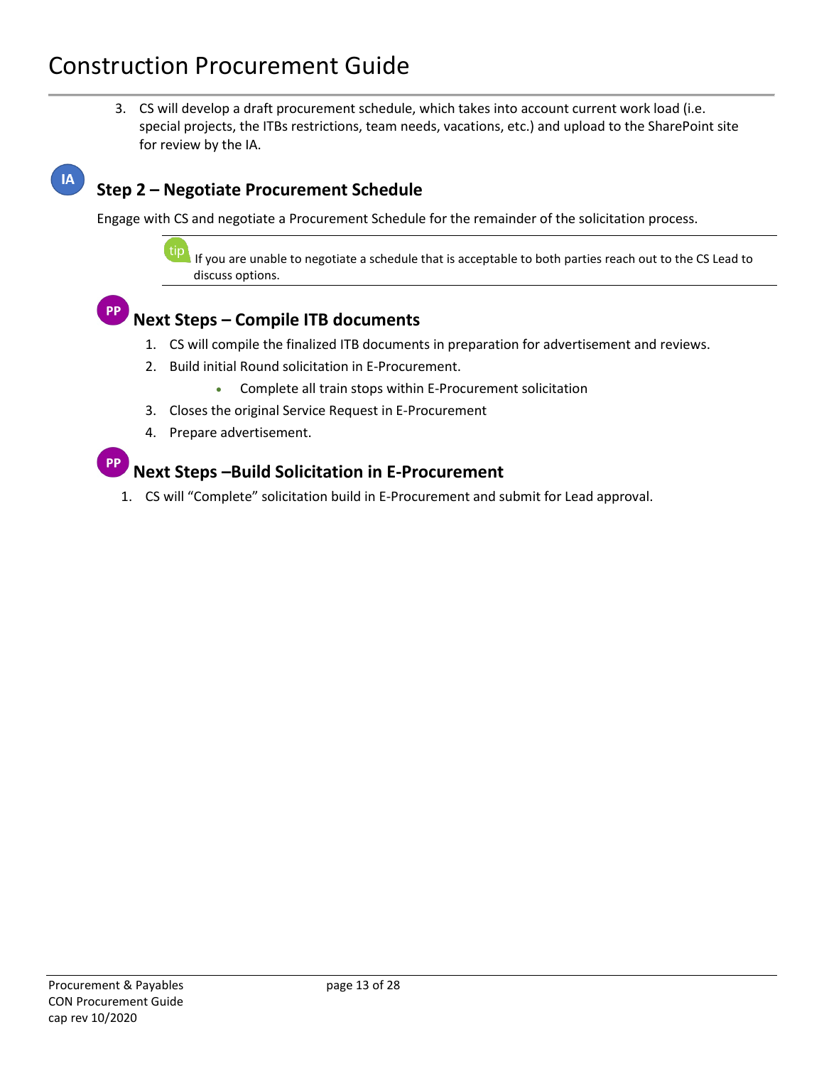3. CS will develop a draft procurement schedule, which takes into account current work load (i.e. special projects, the ITBs restrictions, team needs, vacations, etc.) and upload to the SharePoint site for review by the IA.

IA

## Step 2 – Negotiate Procurement Schedule

Engage with CS and negotiate a Procurement Schedule for the remainder of the solicitation process.

> tip If you are unable to negotiate a schedule that is acceptable to both parties reach out to the CS Lead to discuss options.

PP

## Next Steps – Compile ITB documents

1. CS will compile the finalized ITB documents in preparation for advertisement and reviews.
2. Build initial Round solicitation in E-Procurement.
    - Complete all train stops within E-Procurement solicitation
3. Closes the original Service Request in E-Procurement
4. Prepare advertisement.

PP

## Next Steps –Build Solicitation in E-Procurement

1. CS will “Complete” solicitation build in E-Procurement and submit for Lead approval.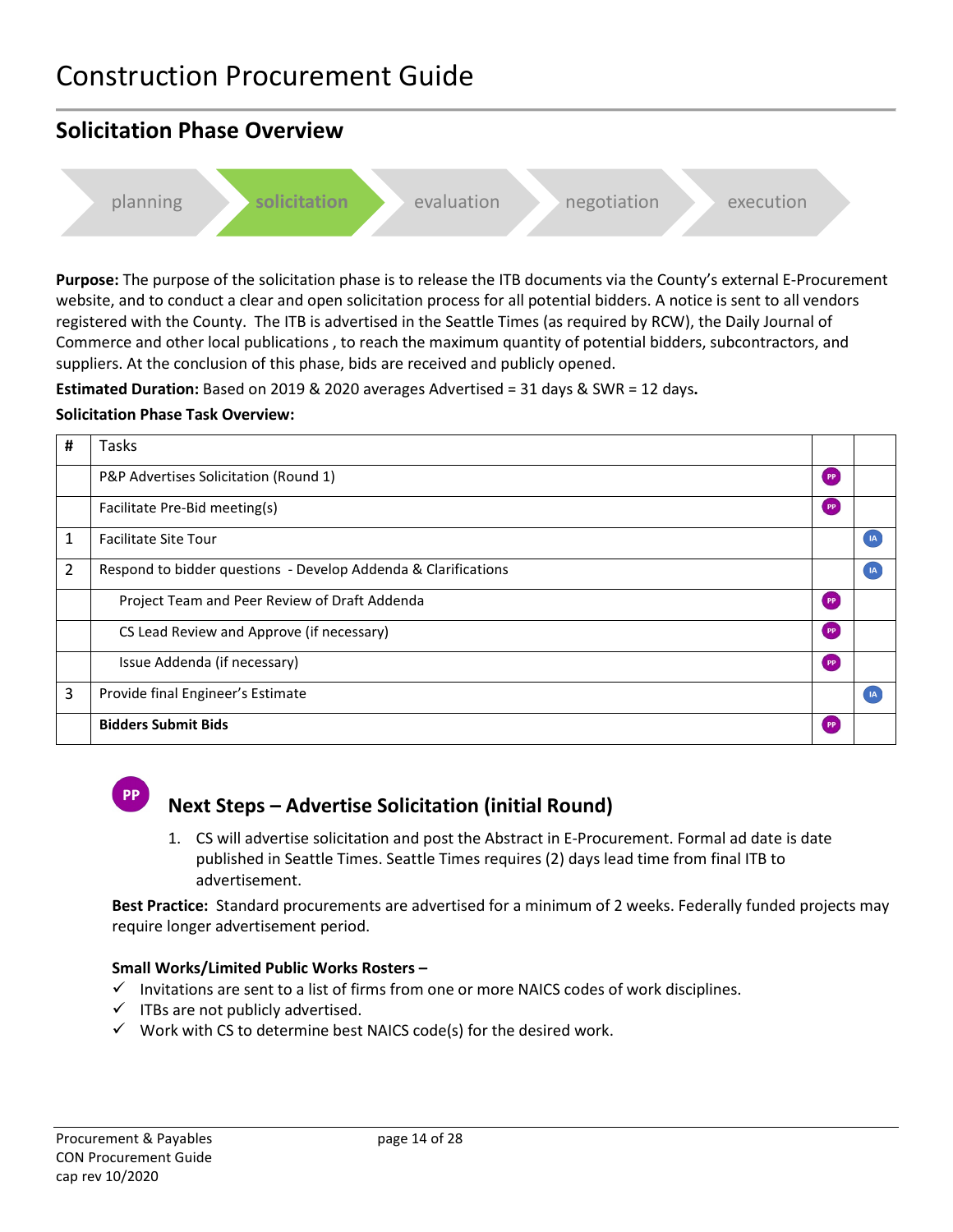# Construction Procurement Guide

## Solicitation Phase Overview

planning → **solicitation** → evaluation → negotiation → execution

**Purpose:** The purpose of the solicitation phase is to release the ITB documents via the County's external E-Procurement website, and to conduct a clear and open solicitation process for all potential bidders. A notice is sent to all vendors registered with the County. The ITB is advertised in the Seattle Times (as required by RCW), the Daily Journal of Commerce and other local publications , to reach the maximum quantity of potential bidders, subcontractors, and suppliers. At the conclusion of this phase, bids are received and publicly opened.

**Estimated Duration:** Based on 2019 & 2020 averages Advertised = 31 days & SWR = 12 days**.**

**Solicitation Phase Task Overview:**

| # | Tasks | | |
|---|---|---|---|
| | P&P Advertises Solicitation (Round 1) | PP | |
| | Facilitate Pre-Bid meeting(s) | PP | |
| 1 | Facilitate Site Tour | | IA |
| 2 | Respond to bidder questions - Develop Addenda & Clarifications | | IA |
| | Project Team and Peer Review of Draft Addenda | PP | |
| | CS Lead Review and Approve (if necessary) | PP | |
| | Issue Addenda (if necessary) | PP | |
| 3 | Provide final Engineer's Estimate | | IA |
| | **Bidders Submit Bids** | PP | |

PP

### Next Steps – Advertise Solicitation (initial Round)

1. CS will advertise solicitation and post the Abstract in E-Procurement. Formal ad date is date published in Seattle Times. Seattle Times requires (2) days lead time from final ITB to advertisement.

**Best Practice:** Standard procurements are advertised for a minimum of 2 weeks. Federally funded projects may require longer advertisement period.

**Small Works/Limited Public Works Rosters –**

- ✓ Invitations are sent to a list of firms from one or more NAICS codes of work disciplines.
- ✓ ITBs are not publicly advertised.
- ✓ Work with CS to determine best NAICS code(s) for the desired work.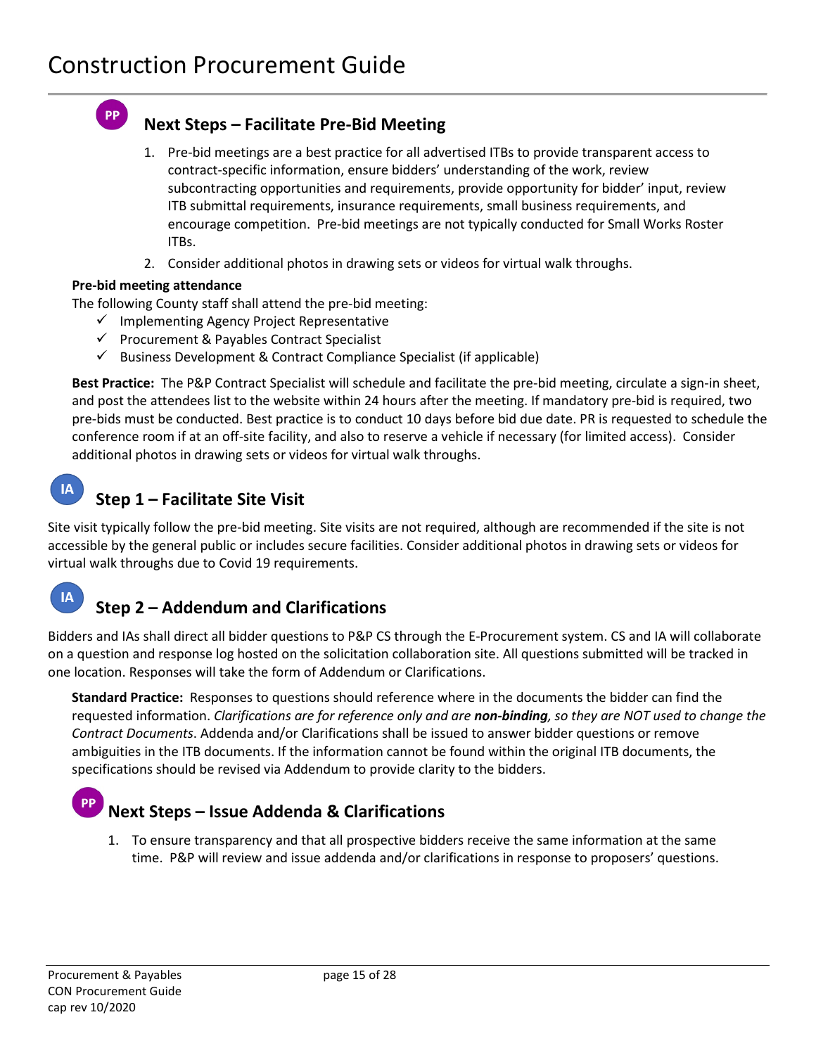PP

## Next Steps – Facilitate Pre-Bid Meeting

1. Pre-bid meetings are a best practice for all advertised ITBs to provide transparent access to contract-specific information, ensure bidders' understanding of the work, review subcontracting opportunities and requirements, provide opportunity for bidder' input, review ITB submittal requirements, insurance requirements, small business requirements, and encourage competition. Pre-bid meetings are not typically conducted for Small Works Roster ITBs.
2. Consider additional photos in drawing sets or videos for virtual walk throughs.

**Pre-bid meeting attendance**

The following County staff shall attend the pre-bid meeting:

- ✓ Implementing Agency Project Representative
- ✓ Procurement & Payables Contract Specialist
- ✓ Business Development & Contract Compliance Specialist (if applicable)

**Best Practice:** The P&P Contract Specialist will schedule and facilitate the pre-bid meeting, circulate a sign-in sheet, and post the attendees list to the website within 24 hours after the meeting. If mandatory pre-bid is required, two pre-bids must be conducted. Best practice is to conduct 10 days before bid due date. PR is requested to schedule the conference room if at an off-site facility, and also to reserve a vehicle if necessary (for limited access). Consider additional photos in drawing sets or videos for virtual walk throughs.

IA

## Step 1 – Facilitate Site Visit

Site visit typically follow the pre-bid meeting. Site visits are not required, although are recommended if the site is not accessible by the general public or includes secure facilities. Consider additional photos in drawing sets or videos for virtual walk throughs due to Covid 19 requirements.

IA

## Step 2 – Addendum and Clarifications

Bidders and IAs shall direct all bidder questions to P&P CS through the E-Procurement system. CS and IA will collaborate on a question and response log hosted on the solicitation collaboration site. All questions submitted will be tracked in one location. Responses will take the form of Addendum or Clarifications.

**Standard Practice:** Responses to questions should reference where in the documents the bidder can find the requested information. *Clarifications are for reference only and are **non-binding**, so they are NOT used to change the Contract Documents*. Addenda and/or Clarifications shall be issued to answer bidder questions or remove ambiguities in the ITB documents. If the information cannot be found within the original ITB documents, the specifications should be revised via Addendum to provide clarity to the bidders.

PP

## Next Steps – Issue Addenda & Clarifications

1. To ensure transparency and that all prospective bidders receive the same information at the same time. P&P will review and issue addenda and/or clarifications in response to proposers' questions.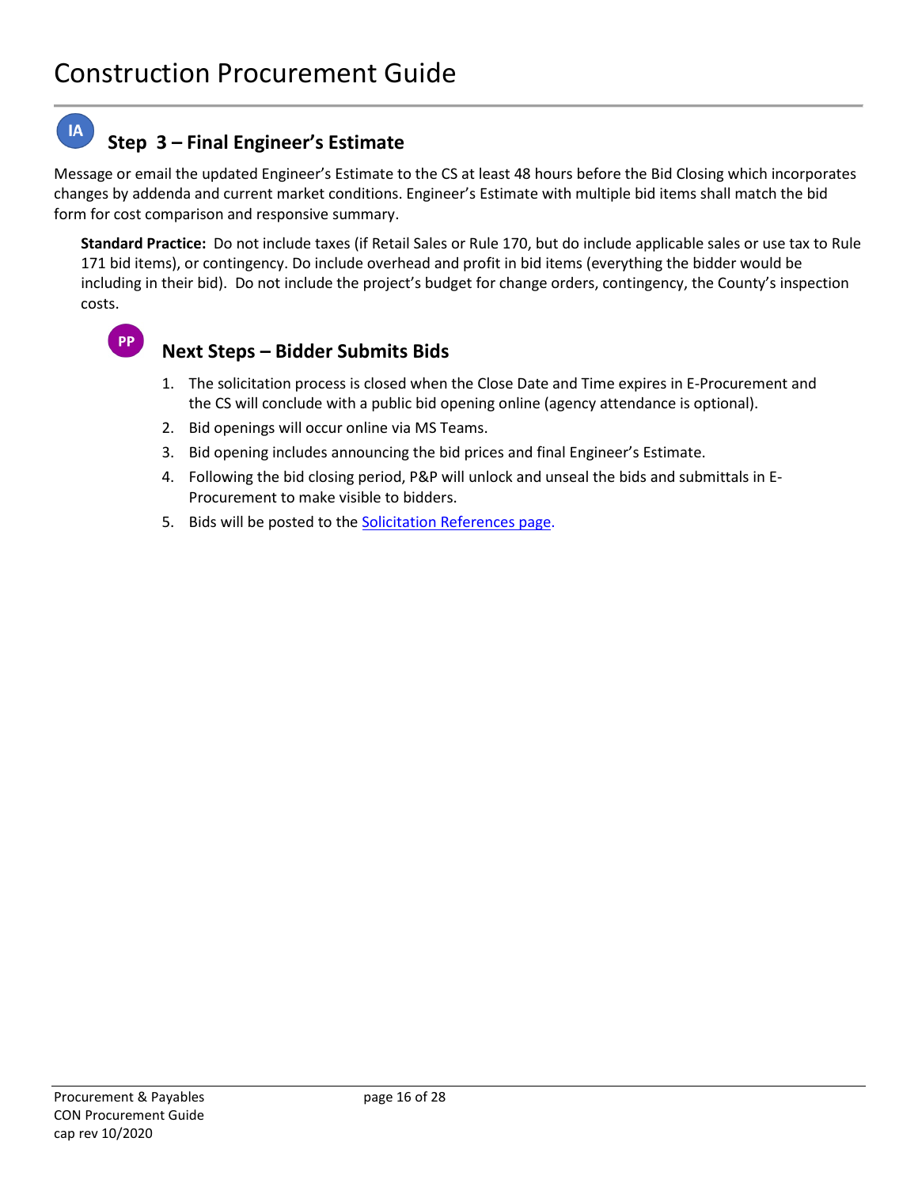IA

## Step 3 – Final Engineer's Estimate

Message or email the updated Engineer's Estimate to the CS at least 48 hours before the Bid Closing which incorporates changes by addenda and current market conditions. Engineer's Estimate with multiple bid items shall match the bid form for cost comparison and responsive summary.

**Standard Practice:** Do not include taxes (if Retail Sales or Rule 170, but do include applicable sales or use tax to Rule 171 bid items), or contingency. Do include overhead and profit in bid items (everything the bidder would be including in their bid). Do not include the project's budget for change orders, contingency, the County's inspection costs.

PP

## Next Steps – Bidder Submits Bids

1. The solicitation process is closed when the Close Date and Time expires in E-Procurement and the CS will conclude with a public bid opening online (agency attendance is optional).
2. Bid openings will occur online via MS Teams.
3. Bid opening includes announcing the bid prices and final Engineer's Estimate.
4. Following the bid closing period, P&P will unlock and unseal the bids and submittals in E-Procurement to make visible to bidders.
5. Bids will be posted to the Solicitation References page.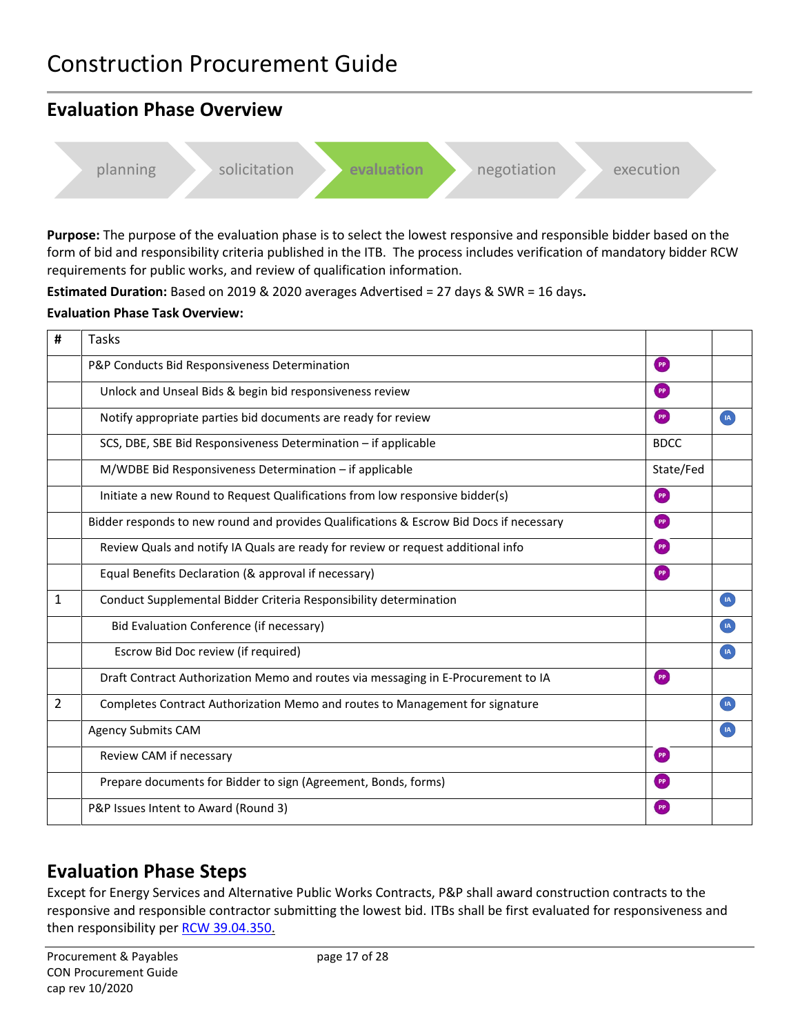# Construction Procurement Guide

## Evaluation Phase Overview

planning → solicitation → **evaluation** → negotiation → execution

**Purpose:** The purpose of the evaluation phase is to select the lowest responsive and responsible bidder based on the form of bid and responsibility criteria published in the ITB. The process includes verification of mandatory bidder RCW requirements for public works, and review of qualification information.

**Estimated Duration:** Based on 2019 & 2020 averages Advertised = 27 days & SWR = 16 days**.**

**Evaluation Phase Task Overview:**

| # | Tasks | | |
|---|---|---|---|
| | P&P Conducts Bid Responsiveness Determination | PP | |
| | Unlock and Unseal Bids & begin bid responsiveness review | PP | |
| | Notify appropriate parties bid documents are ready for review | PP | IA |
| | SCS, DBE, SBE Bid Responsiveness Determination – if applicable | BDCC | |
| | M/WDBE Bid Responsiveness Determination – if applicable | State/Fed | |
| | Initiate a new Round to Request Qualifications from low responsive bidder(s) | PP | |
| | Bidder responds to new round and provides Qualifications & Escrow Bid Docs if necessary | PP | |
| | Review Quals and notify IA Quals are ready for review or request additional info | PP | |
| | Equal Benefits Declaration (& approval if necessary) | PP | |
| 1 | Conduct Supplemental Bidder Criteria Responsibility determination | | IA |
| | Bid Evaluation Conference (if necessary) | | IA |
| | Escrow Bid Doc review (if required) | | IA |
| | Draft Contract Authorization Memo and routes via messaging in E-Procurement to IA | PP | |
| 2 | Completes Contract Authorization Memo and routes to Management for signature | | IA |
| | Agency Submits CAM | | IA |
| | Review CAM if necessary | PP | |
| | Prepare documents for Bidder to sign (Agreement, Bonds, forms) | PP | |
| | P&P Issues Intent to Award (Round 3) | PP | |

## Evaluation Phase Steps

Except for Energy Services and Alternative Public Works Contracts, P&P shall award construction contracts to the responsive and responsible contractor submitting the lowest bid. ITBs shall be first evaluated for responsiveness and then responsibility per RCW 39.04.350.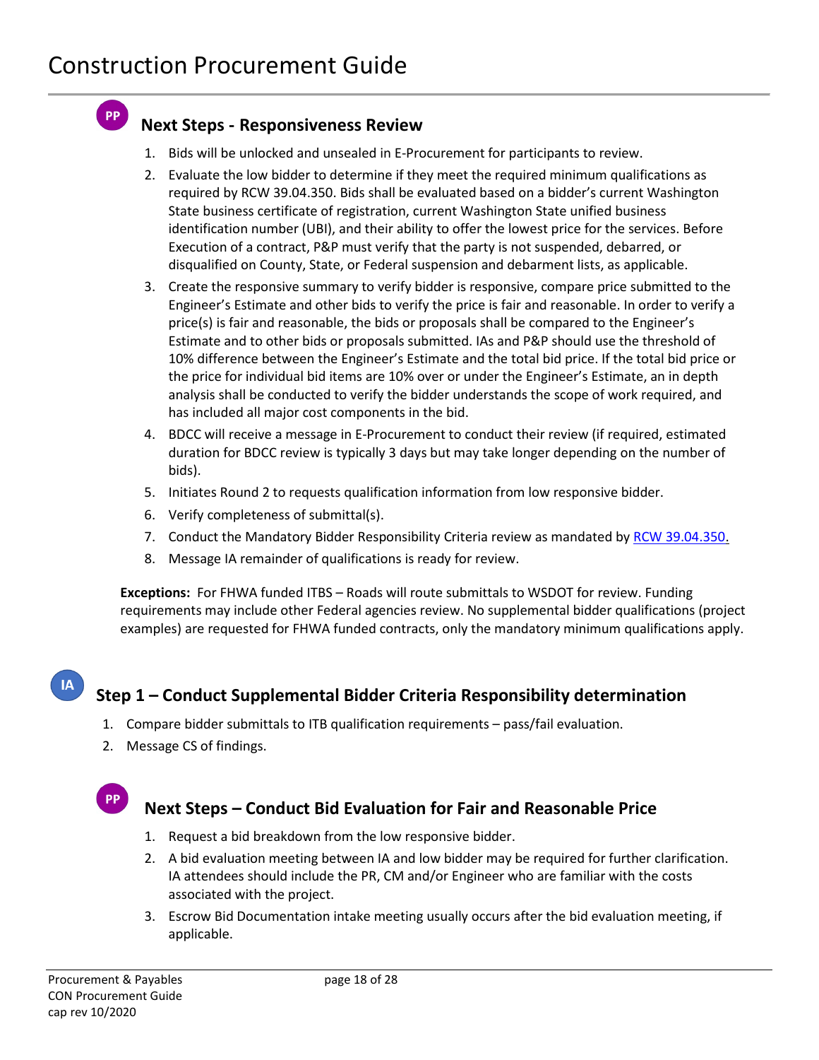PP

## Next Steps - Responsiveness Review

1. Bids will be unlocked and unsealed in E-Procurement for participants to review.
2. Evaluate the low bidder to determine if they meet the required minimum qualifications as required by RCW 39.04.350. Bids shall be evaluated based on a bidder's current Washington State business certificate of registration, current Washington State unified business identification number (UBI), and their ability to offer the lowest price for the services. Before Execution of a contract, P&P must verify that the party is not suspended, debarred, or disqualified on County, State, or Federal suspension and debarment lists, as applicable.
3. Create the responsive summary to verify bidder is responsive, compare price submitted to the Engineer's Estimate and other bids to verify the price is fair and reasonable. In order to verify a price(s) is fair and reasonable, the bids or proposals shall be compared to the Engineer's Estimate and to other bids or proposals submitted. IAs and P&P should use the threshold of 10% difference between the Engineer's Estimate and the total bid price. If the total bid price or the price for individual bid items are 10% over or under the Engineer's Estimate, an in depth analysis shall be conducted to verify the bidder understands the scope of work required, and has included all major cost components in the bid.
4. BDCC will receive a message in E-Procurement to conduct their review (if required, estimated duration for BDCC review is typically 3 days but may take longer depending on the number of bids).
5. Initiates Round 2 to requests qualification information from low responsive bidder.
6. Verify completeness of submittal(s).
7. Conduct the Mandatory Bidder Responsibility Criteria review as mandated by [RCW 39.04.350.](RCW 39.04.350)
8. Message IA remainder of qualifications is ready for review.

**Exceptions:** For FHWA funded ITBS – Roads will route submittals to WSDOT for review. Funding requirements may include other Federal agencies review. No supplemental bidder qualifications (project examples) are requested for FHWA funded contracts, only the mandatory minimum qualifications apply.

IA

## Step 1 – Conduct Supplemental Bidder Criteria Responsibility determination

1. Compare bidder submittals to ITB qualification requirements – pass/fail evaluation.
2. Message CS of findings.

PP

## Next Steps – Conduct Bid Evaluation for Fair and Reasonable Price

1. Request a bid breakdown from the low responsive bidder.
2. A bid evaluation meeting between IA and low bidder may be required for further clarification. IA attendees should include the PR, CM and/or Engineer who are familiar with the costs associated with the project.
3. Escrow Bid Documentation intake meeting usually occurs after the bid evaluation meeting, if applicable.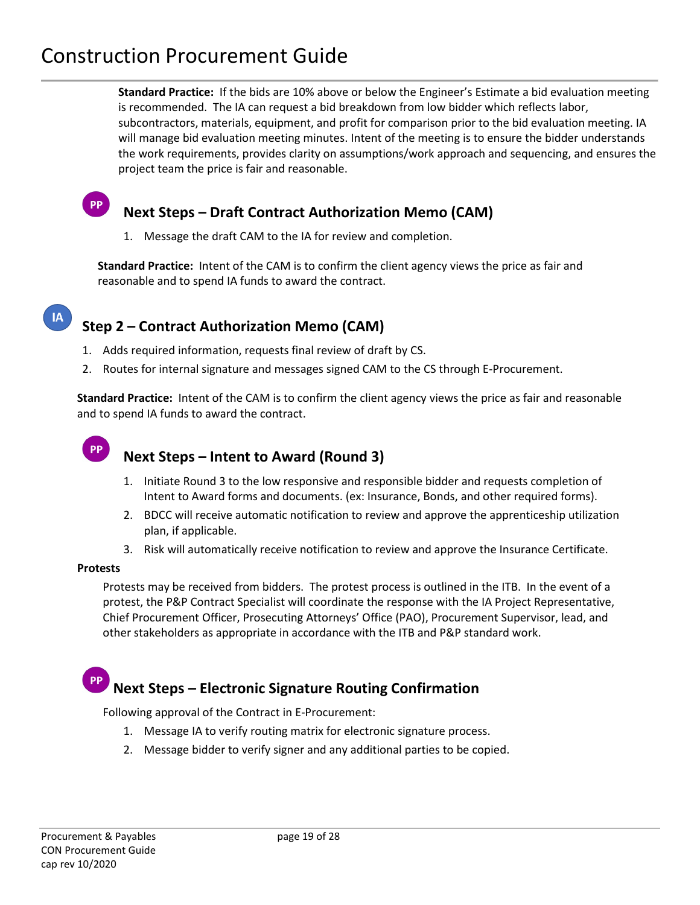**Standard Practice:** If the bids are 10% above or below the Engineer's Estimate a bid evaluation meeting is recommended. The IA can request a bid breakdown from low bidder which reflects labor, subcontractors, materials, equipment, and profit for comparison prior to the bid evaluation meeting. IA will manage bid evaluation meeting minutes. Intent of the meeting is to ensure the bidder understands the work requirements, provides clarity on assumptions/work approach and sequencing, and ensures the project team the price is fair and reasonable.

PP

## Next Steps – Draft Contract Authorization Memo (CAM)

1. Message the draft CAM to the IA for review and completion.

**Standard Practice:** Intent of the CAM is to confirm the client agency views the price as fair and reasonable and to spend IA funds to award the contract.

IA

## Step 2 – Contract Authorization Memo (CAM)

1. Adds required information, requests final review of draft by CS.
2. Routes for internal signature and messages signed CAM to the CS through E-Procurement.

**Standard Practice:** Intent of the CAM is to confirm the client agency views the price as fair and reasonable and to spend IA funds to award the contract.

PP

## Next Steps – Intent to Award (Round 3)

1. Initiate Round 3 to the low responsive and responsible bidder and requests completion of Intent to Award forms and documents. (ex: Insurance, Bonds, and other required forms).
2. BDCC will receive automatic notification to review and approve the apprenticeship utilization plan, if applicable.
3. Risk will automatically receive notification to review and approve the Insurance Certificate.

**Protests**

Protests may be received from bidders. The protest process is outlined in the ITB. In the event of a protest, the P&P Contract Specialist will coordinate the response with the IA Project Representative, Chief Procurement Officer, Prosecuting Attorneys' Office (PAO), Procurement Supervisor, lead, and other stakeholders as appropriate in accordance with the ITB and P&P standard work.

PP

## Next Steps – Electronic Signature Routing Confirmation

Following approval of the Contract in E-Procurement:

1. Message IA to verify routing matrix for electronic signature process.
2. Message bidder to verify signer and any additional parties to be copied.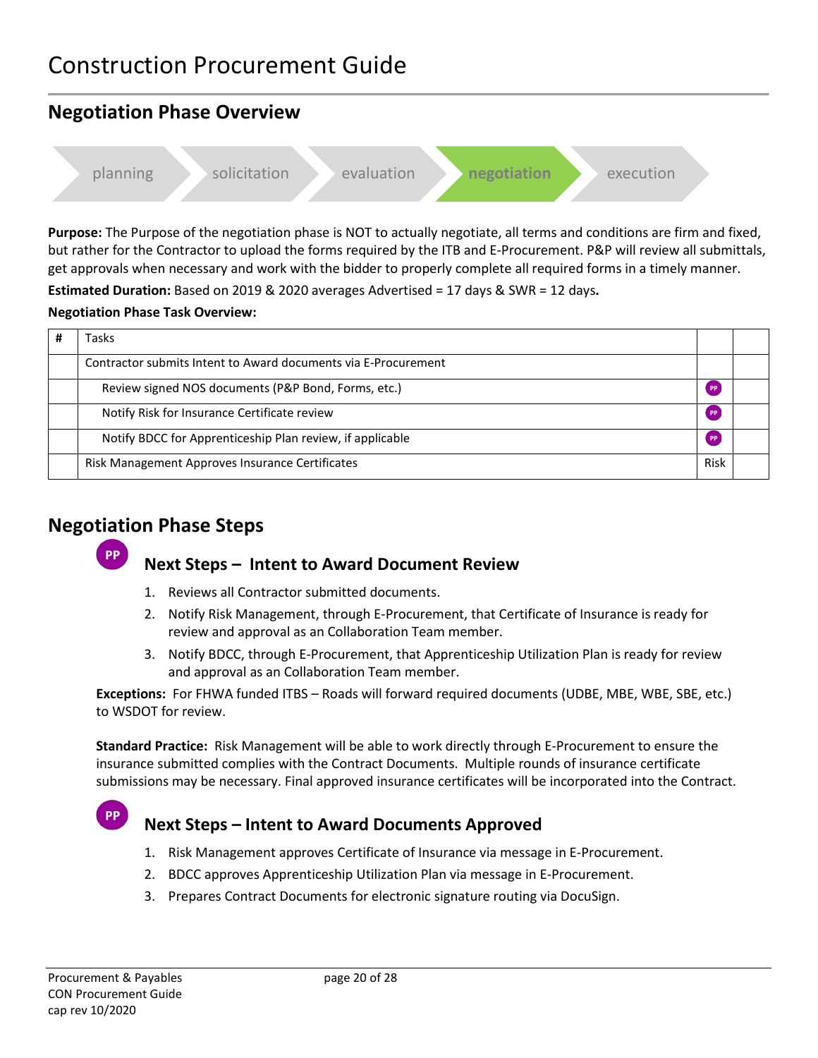# Construction Procurement Guide

## Negotiation Phase Overview

planning → solicitation → evaluation → **negotiation** → execution

**Purpose:** The Purpose of the negotiation phase is NOT to actually negotiate, all terms and conditions are firm and fixed, but rather for the Contractor to upload the forms required by the ITB and E-Procurement. P&P will review all submittals, get approvals when necessary and work with the bidder to properly complete all required forms in a timely manner.

**Estimated Duration:** Based on 2019 & 2020 averages Advertised = 17 days & SWR = 12 days**.**

**Negotiation Phase Task Overview:**

| # | Tasks | | |
|---|---|---|---|
| | Contractor submits Intent to Award documents via E-Procurement | | |
| | Review signed NOS documents (P&P Bond, Forms, etc.) | PP | |
| | Notify Risk for Insurance Certificate review | PP | |
| | Notify BDCC for Apprenticeship Plan review, if applicable | PP | |
| | Risk Management Approves Insurance Certificates | Risk | |

## Negotiation Phase Steps

PP

### Next Steps – Intent to Award Document Review

1. Reviews all Contractor submitted documents.
2. Notify Risk Management, through E-Procurement, that Certificate of Insurance is ready for review and approval as an Collaboration Team member.
3. Notify BDCC, through E-Procurement, that Apprenticeship Utilization Plan is ready for review and approval as an Collaboration Team member.

**Exceptions:** For FHWA funded ITBS – Roads will forward required documents (UDBE, MBE, WBE, SBE, etc.) to WSDOT for review.

**Standard Practice:** Risk Management will be able to work directly through E-Procurement to ensure the insurance submitted complies with the Contract Documents. Multiple rounds of insurance certificate submissions may be necessary. Final approved insurance certificates will be incorporated into the Contract.

PP

### Next Steps – Intent to Award Documents Approved

1. Risk Management approves Certificate of Insurance via message in E-Procurement.
2. BDCC approves Apprenticeship Utilization Plan via message in E-Procurement.
3. Prepares Contract Documents for electronic signature routing via DocuSign.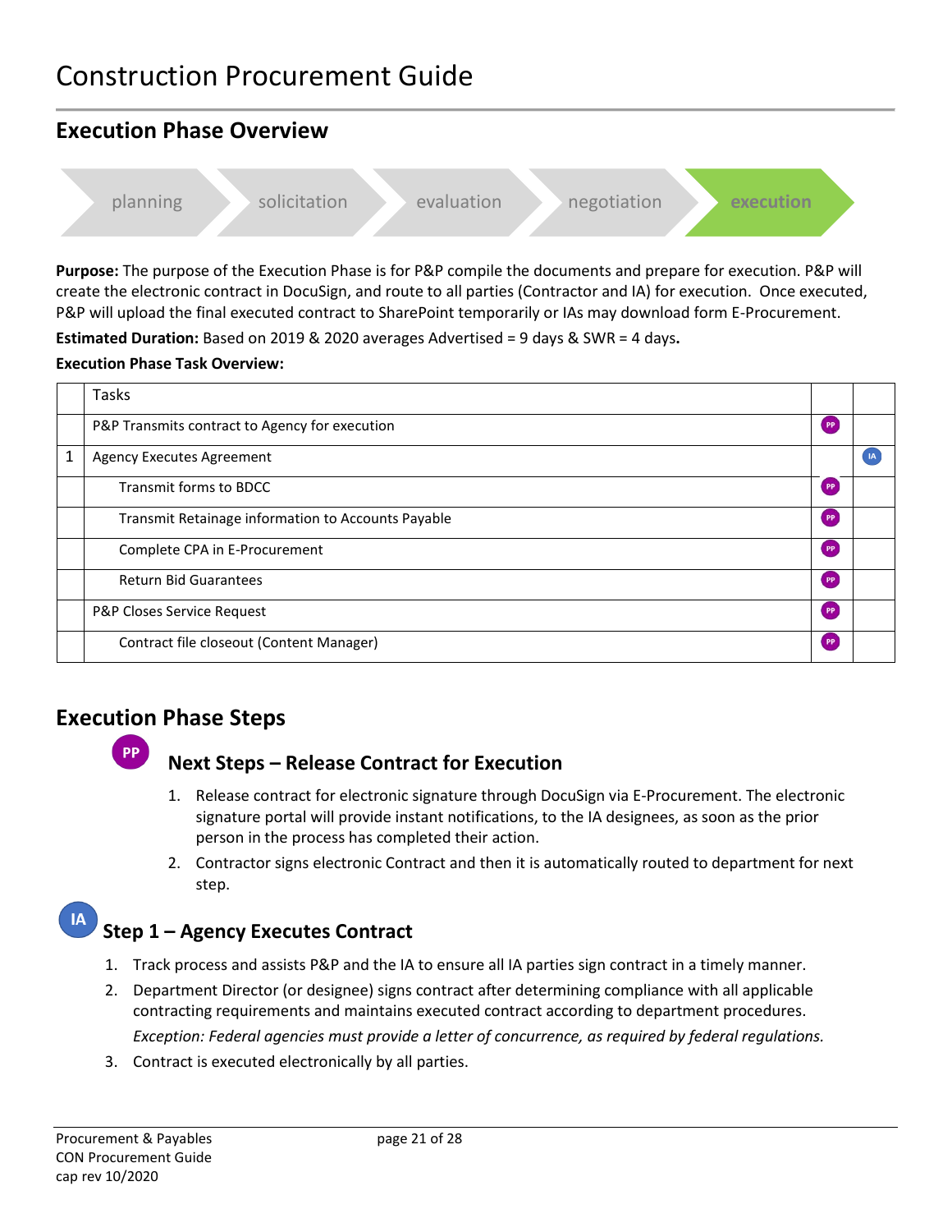# Construction Procurement Guide

## Execution Phase Overview

planning → solicitation → evaluation → negotiation → **execution**

**Purpose:** The purpose of the Execution Phase is for P&P compile the documents and prepare for execution. P&P will create the electronic contract in DocuSign, and route to all parties (Contractor and IA) for execution. Once executed, P&P will upload the final executed contract to SharePoint temporarily or IAs may download form E-Procurement.

**Estimated Duration:** Based on 2019 & 2020 averages Advertised = 9 days & SWR = 4 days**.**

**Execution Phase Task Overview:**

| | Tasks | | |
|---|---|---|---|
| | P&P Transmits contract to Agency for execution | PP | |
| 1 | Agency Executes Agreement | | IA |
| | Transmit forms to BDCC | PP | |
| | Transmit Retainage information to Accounts Payable | PP | |
| | Complete CPA in E-Procurement | PP | |
| | Return Bid Guarantees | PP | |
| | P&P Closes Service Request | PP | |
| | Contract file closeout (Content Manager) | PP | |

## Execution Phase Steps

PP

### Next Steps – Release Contract for Execution

1. Release contract for electronic signature through DocuSign via E-Procurement. The electronic signature portal will provide instant notifications, to the IA designees, as soon as the prior person in the process has completed their action.
2. Contractor signs electronic Contract and then it is automatically routed to department for next step.

IA

### Step 1 – Agency Executes Contract

1. Track process and assists P&P and the IA to ensure all IA parties sign contract in a timely manner.
2. Department Director (or designee) signs contract after determining compliance with all applicable contracting requirements and maintains executed contract according to department procedures.

   *Exception: Federal agencies must provide a letter of concurrence, as required by federal regulations.*
3. Contract is executed electronically by all parties.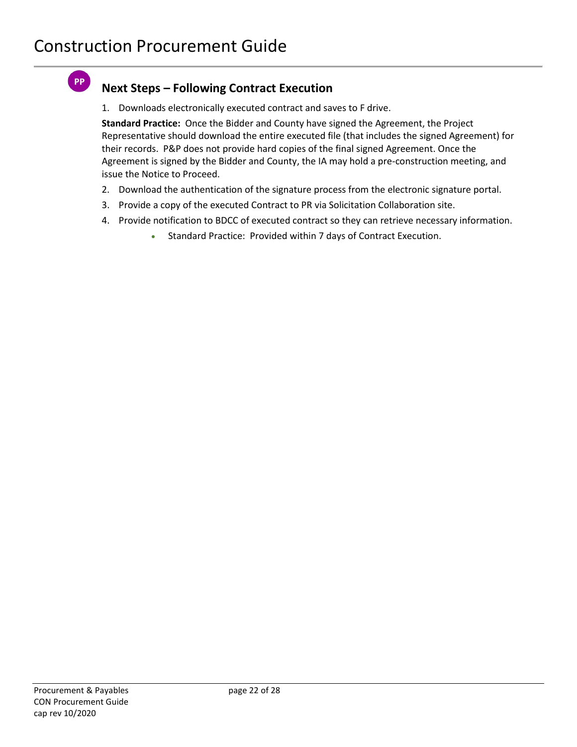PP

## Next Steps – Following Contract Execution

1. Downloads electronically executed contract and saves to F drive.

**Standard Practice:** Once the Bidder and County have signed the Agreement, the Project Representative should download the entire executed file (that includes the signed Agreement) for their records. P&P does not provide hard copies of the final signed Agreement. Once the Agreement is signed by the Bidder and County, the IA may hold a pre-construction meeting, and issue the Notice to Proceed.

2. Download the authentication of the signature process from the electronic signature portal.
3. Provide a copy of the executed Contract to PR via Solicitation Collaboration site.
4. Provide notification to BDCC of executed contract so they can retrieve necessary information.
    - Standard Practice: Provided within 7 days of Contract Execution.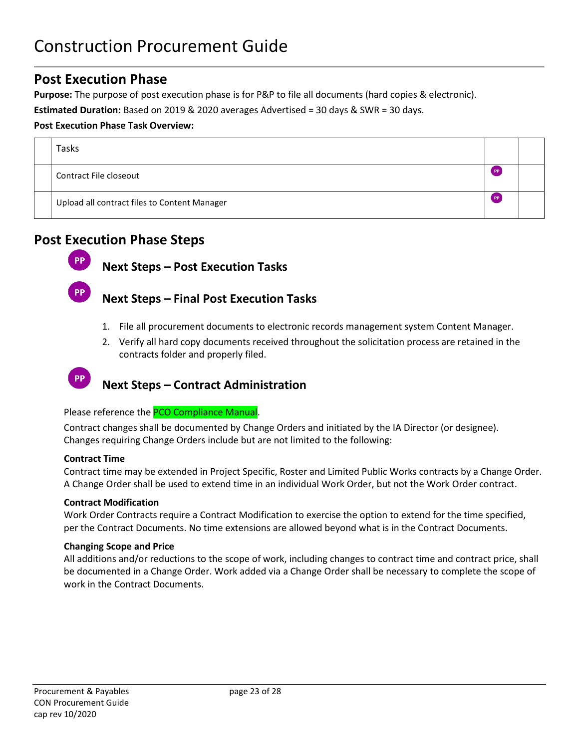# Construction Procurement Guide

## Post Execution Phase

**Purpose:** The purpose of post execution phase is for P&P to file all documents (hard copies & electronic).

**Estimated Duration:** Based on 2019 & 2020 averages Advertised = 30 days & SWR = 30 days.

**Post Execution Phase Task Overview:**

| | Tasks | | |
|---|---|---|---|
| | Contract File closeout | PP | |
| | Upload all contract files to Content Manager | PP | |

## Post Execution Phase Steps

### PP Next Steps – Post Execution Tasks

### PP Next Steps – Final Post Execution Tasks

1. File all procurement documents to electronic records management system Content Manager.
2. Verify all hard copy documents received throughout the solicitation process are retained in the contracts folder and properly filed.

### PP Next Steps – Contract Administration

Please reference the PCO Compliance Manual.

Contract changes shall be documented by Change Orders and initiated by the IA Director (or designee). Changes requiring Change Orders include but are not limited to the following:

**Contract Time**
Contract time may be extended in Project Specific, Roster and Limited Public Works contracts by a Change Order. A Change Order shall be used to extend time in an individual Work Order, but not the Work Order contract.

**Contract Modification**
Work Order Contracts require a Contract Modification to exercise the option to extend for the time specified, per the Contract Documents. No time extensions are allowed beyond what is in the Contract Documents.

**Changing Scope and Price**
All additions and/or reductions to the scope of work, including changes to contract time and contract price, shall be documented in a Change Order. Work added via a Change Order shall be necessary to complete the scope of work in the Contract Documents.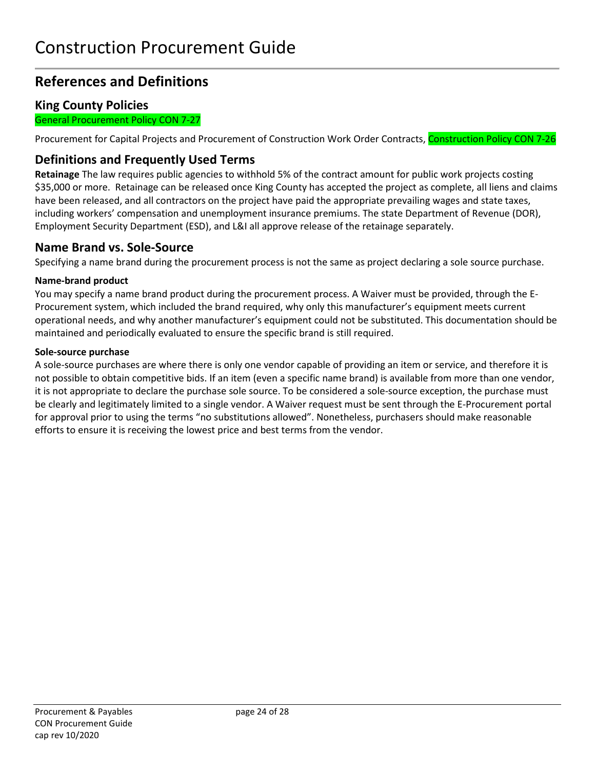# Construction Procurement Guide

## References and Definitions

### King County Policies

General Procurement Policy CON 7-27

Procurement for Capital Projects and Procurement of Construction Work Order Contracts, Construction Policy CON 7-26

### Definitions and Frequently Used Terms

**Retainage** The law requires public agencies to withhold 5% of the contract amount for public work projects costing $35,000 or more. Retainage can be released once King County has accepted the project as complete, all liens and claims have been released, and all contractors on the project have paid the appropriate prevailing wages and state taxes, including workers' compensation and unemployment insurance premiums. The state Department of Revenue (DOR), Employment Security Department (ESD), and L&I all approve release of the retainage separately.

### Name Brand vs. Sole-Source

Specifying a name brand during the procurement process is not the same as project declaring a sole source purchase.

#### Name-brand product

You may specify a name brand product during the procurement process. A Waiver must be provided, through the E-Procurement system, which included the brand required, why only this manufacturer's equipment meets current operational needs, and why another manufacturer's equipment could not be substituted. This documentation should be maintained and periodically evaluated to ensure the specific brand is still required.

#### Sole-source purchase

A sole-source purchases are where there is only one vendor capable of providing an item or service, and therefore it is not possible to obtain competitive bids. If an item (even a specific name brand) is available from more than one vendor, it is not appropriate to declare the purchase sole source. To be considered a sole-source exception, the purchase must be clearly and legitimately limited to a single vendor. A Waiver request must be sent through the E-Procurement portal for approval prior to using the terms "no substitutions allowed". Nonetheless, purchasers should make reasonable efforts to ensure it is receiving the lowest price and best terms from the vendor.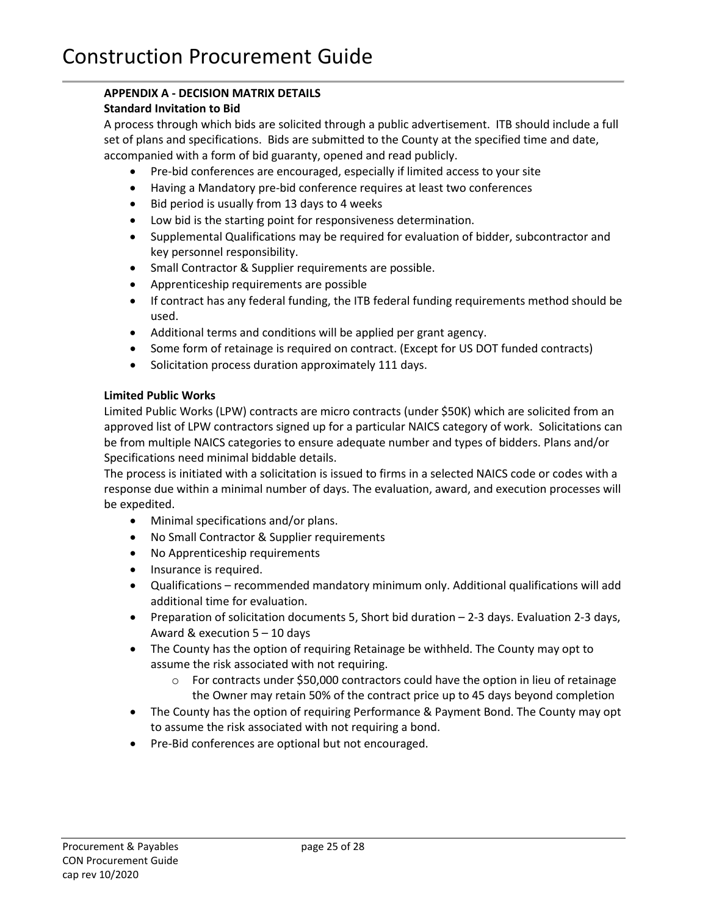**APPENDIX A - DECISION MATRIX DETAILS**

**Standard Invitation to Bid**

A process through which bids are solicited through a public advertisement. ITB should include a full set of plans and specifications. Bids are submitted to the County at the specified time and date, accompanied with a form of bid guaranty, opened and read publicly.

- Pre-bid conferences are encouraged, especially if limited access to your site
- Having a Mandatory pre-bid conference requires at least two conferences
- Bid period is usually from 13 days to 4 weeks
- Low bid is the starting point for responsiveness determination.
- Supplemental Qualifications may be required for evaluation of bidder, subcontractor and key personnel responsibility.
- Small Contractor & Supplier requirements are possible.
- Apprenticeship requirements are possible
- If contract has any federal funding, the ITB federal funding requirements method should be used.
- Additional terms and conditions will be applied per grant agency.
- Some form of retainage is required on contract. (Except for US DOT funded contracts)
- Solicitation process duration approximately 111 days.

**Limited Public Works**

Limited Public Works (LPW) contracts are micro contracts (under $50K) which are solicited from an approved list of LPW contractors signed up for a particular NAICS category of work. Solicitations can be from multiple NAICS categories to ensure adequate number and types of bidders. Plans and/or Specifications need minimal biddable details.

The process is initiated with a solicitation is issued to firms in a selected NAICS code or codes with a response due within a minimal number of days. The evaluation, award, and execution processes will be expedited.

- Minimal specifications and/or plans.
- No Small Contractor & Supplier requirements
- No Apprenticeship requirements
- Insurance is required.
- Qualifications – recommended mandatory minimum only. Additional qualifications will add additional time for evaluation.
- Preparation of solicitation documents 5, Short bid duration – 2-3 days. Evaluation 2-3 days, Award & execution 5 – 10 days
- The County has the option of requiring Retainage be withheld. The County may opt to assume the risk associated with not requiring.
  - For contracts under $50,000 contractors could have the option in lieu of retainage the Owner may retain 50% of the contract price up to 45 days beyond completion
- The County has the option of requiring Performance & Payment Bond. The County may opt to assume the risk associated with not requiring a bond.
- Pre-Bid conferences are optional but not encouraged.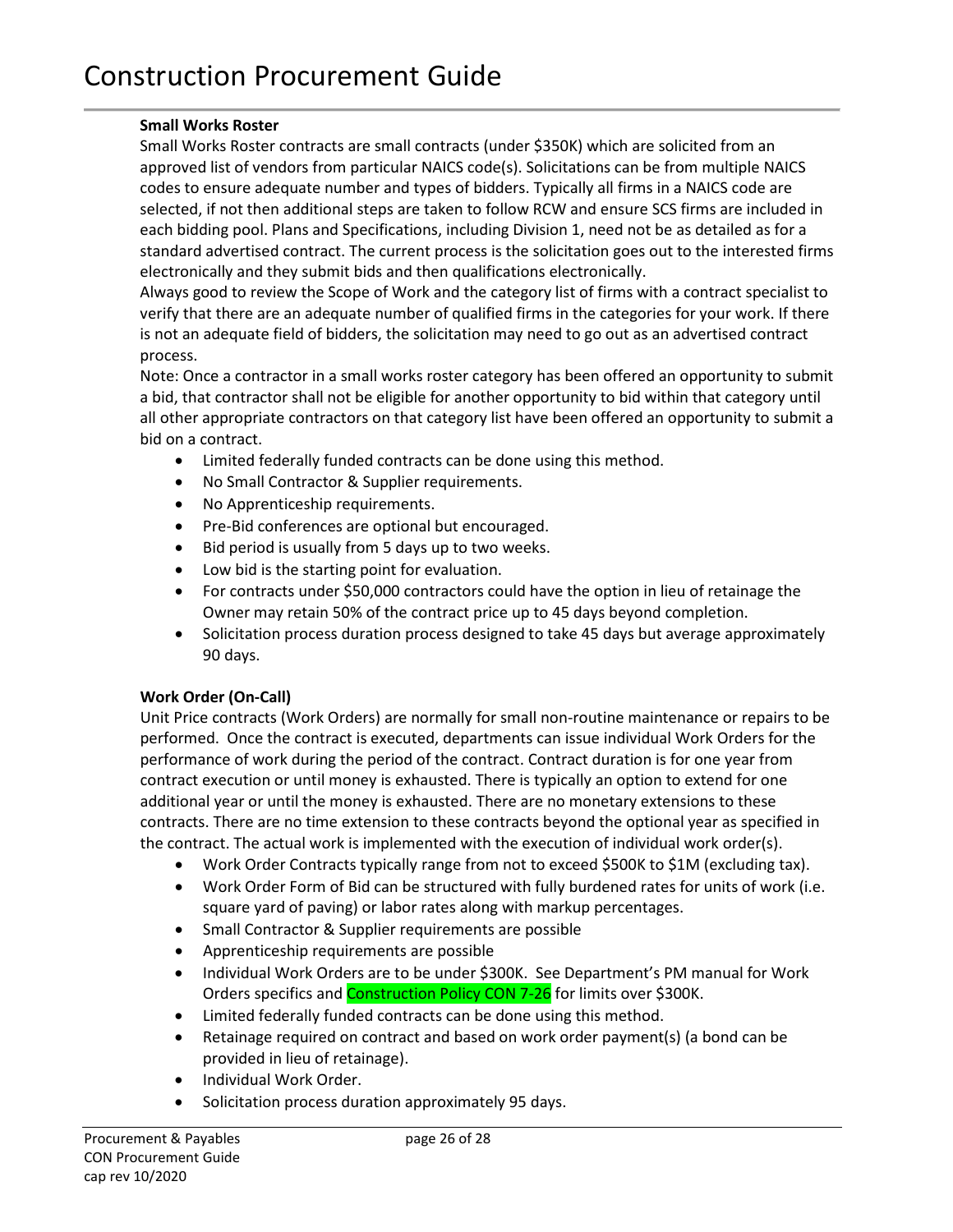**Small Works Roster**

Small Works Roster contracts are small contracts (under $350K) which are solicited from an approved list of vendors from particular NAICS code(s). Solicitations can be from multiple NAICS codes to ensure adequate number and types of bidders. Typically all firms in a NAICS code are selected, if not then additional steps are taken to follow RCW and ensure SCS firms are included in each bidding pool. Plans and Specifications, including Division 1, need not be as detailed as for a standard advertised contract. The current process is the solicitation goes out to the interested firms electronically and they submit bids and then qualifications electronically.

Always good to review the Scope of Work and the category list of firms with a contract specialist to verify that there are an adequate number of qualified firms in the categories for your work. If there is not an adequate field of bidders, the solicitation may need to go out as an advertised contract process.

Note: Once a contractor in a small works roster category has been offered an opportunity to submit a bid, that contractor shall not be eligible for another opportunity to bid within that category until all other appropriate contractors on that category list have been offered an opportunity to submit a bid on a contract.

- Limited federally funded contracts can be done using this method.
- No Small Contractor & Supplier requirements.
- No Apprenticeship requirements.
- Pre-Bid conferences are optional but encouraged.
- Bid period is usually from 5 days up to two weeks.
- Low bid is the starting point for evaluation.
- For contracts under $50,000 contractors could have the option in lieu of retainage the Owner may retain 50% of the contract price up to 45 days beyond completion.
- Solicitation process duration process designed to take 45 days but average approximately 90 days.

**Work Order (On-Call)**

Unit Price contracts (Work Orders) are normally for small non-routine maintenance or repairs to be performed. Once the contract is executed, departments can issue individual Work Orders for the performance of work during the period of the contract. Contract duration is for one year from contract execution or until money is exhausted. There is typically an option to extend for one additional year or until the money is exhausted. There are no monetary extensions to these contracts. There are no time extension to these contracts beyond the optional year as specified in the contract. The actual work is implemented with the execution of individual work order(s).

- Work Order Contracts typically range from not to exceed $500K to $1M (excluding tax).
- Work Order Form of Bid can be structured with fully burdened rates for units of work (i.e. square yard of paving) or labor rates along with markup percentages.
- Small Contractor & Supplier requirements are possible
- Apprenticeship requirements are possible
- Individual Work Orders are to be under $300K. See Department's PM manual for Work Orders specifics and Construction Policy CON 7-26 for limits over $300K.
- Limited federally funded contracts can be done using this method.
- Retainage required on contract and based on work order payment(s) (a bond can be provided in lieu of retainage).
- Individual Work Order.
- Solicitation process duration approximately 95 days.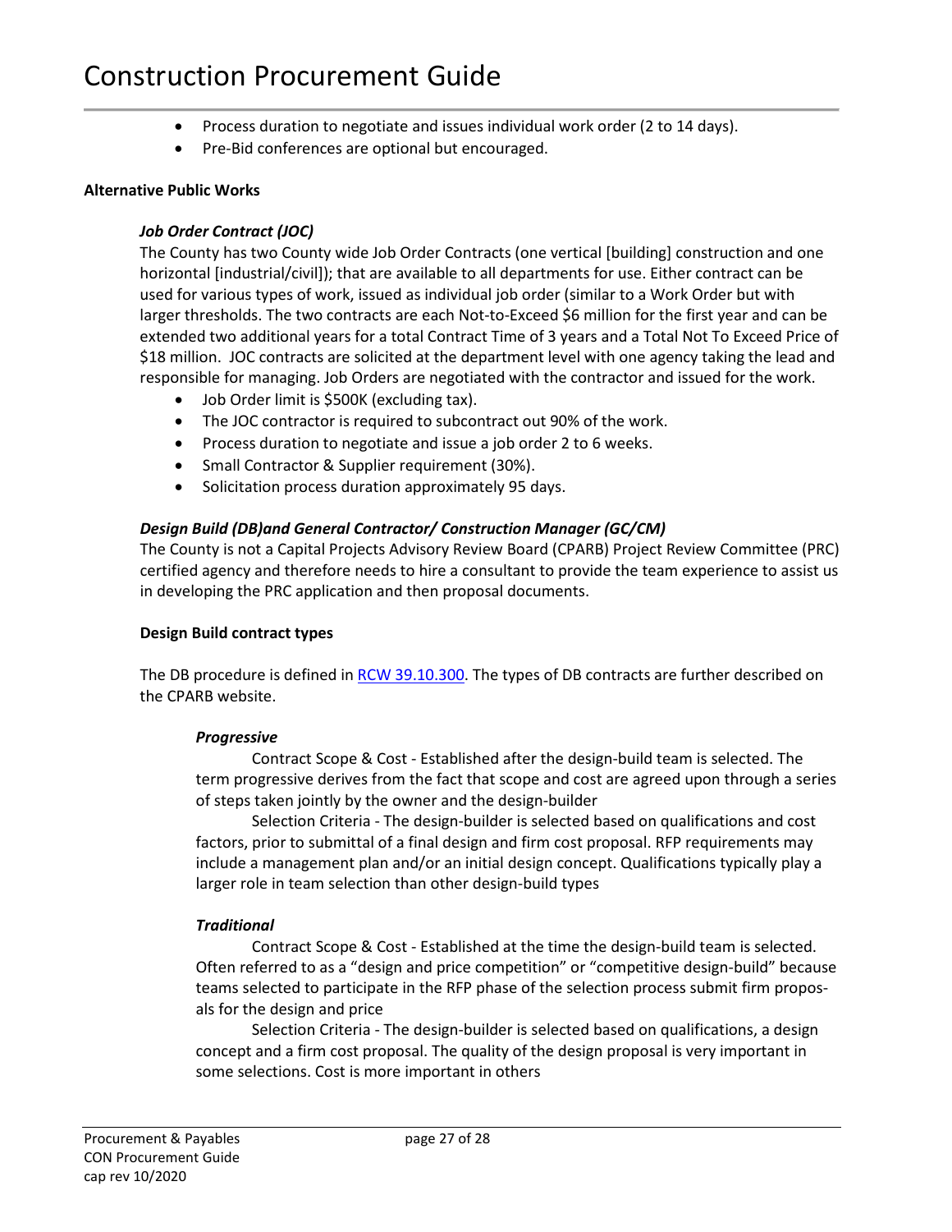- Process duration to negotiate and issues individual work order (2 to 14 days).
- Pre-Bid conferences are optional but encouraged.

**Alternative Public Works**

***Job Order Contract (JOC)***

The County has two County wide Job Order Contracts (one vertical [building] construction and one horizontal [industrial/civil]); that are available to all departments for use. Either contract can be used for various types of work, issued as individual job order (similar to a Work Order but with larger thresholds. The two contracts are each Not-to-Exceed $6 million for the first year and can be extended two additional years for a total Contract Time of 3 years and a Total Not To Exceed Price of $18 million. JOC contracts are solicited at the department level with one agency taking the lead and responsible for managing. Job Orders are negotiated with the contractor and issued for the work.

- Job Order limit is $500K (excluding tax).
- The JOC contractor is required to subcontract out 90% of the work.
- Process duration to negotiate and issue a job order 2 to 6 weeks.
- Small Contractor & Supplier requirement (30%).
- Solicitation process duration approximately 95 days.

***Design Build (DB)and General Contractor/ Construction Manager (GC/CM)***

The County is not a Capital Projects Advisory Review Board (CPARB) Project Review Committee (PRC) certified agency and therefore needs to hire a consultant to provide the team experience to assist us in developing the PRC application and then proposal documents.

**Design Build contract types**

The DB procedure is defined in [RCW 39.10.300](). The types of DB contracts are further described on the CPARB website.

***Progressive***

Contract Scope & Cost - Established after the design-build team is selected. The term progressive derives from the fact that scope and cost are agreed upon through a series of steps taken jointly by the owner and the design-builder

Selection Criteria - The design-builder is selected based on qualifications and cost factors, prior to submittal of a final design and firm cost proposal. RFP requirements may include a management plan and/or an initial design concept. Qualifications typically play a larger role in team selection than other design-build types

***Traditional***

Contract Scope & Cost - Established at the time the design-build team is selected. Often referred to as a "design and price competition" or "competitive design-build" because teams selected to participate in the RFP phase of the selection process submit firm proposals for the design and price

Selection Criteria - The design-builder is selected based on qualifications, a design concept and a firm cost proposal. The quality of the design proposal is very important in some selections. Cost is more important in others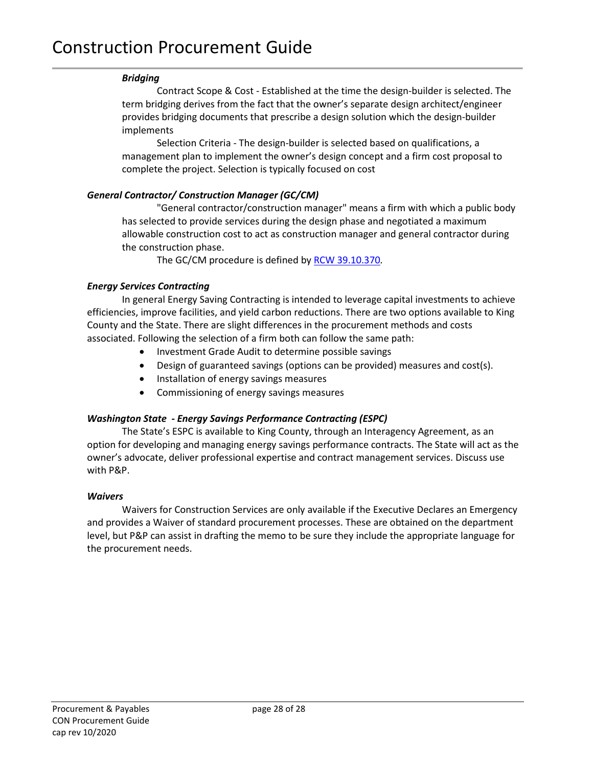***Bridging***

Contract Scope & Cost - Established at the time the design-builder is selected. The term bridging derives from the fact that the owner's separate design architect/engineer provides bridging documents that prescribe a design solution which the design-builder implements

Selection Criteria - The design-builder is selected based on qualifications, a management plan to implement the owner's design concept and a firm cost proposal to complete the project. Selection is typically focused on cost

***General Contractor/ Construction Manager (GC/CM)***

"General contractor/construction manager" means a firm with which a public body has selected to provide services during the design phase and negotiated a maximum allowable construction cost to act as construction manager and general contractor during the construction phase.

The GC/CM procedure is defined by [RCW 39.10.370](RCW 39.10.370).

***Energy Services Contracting***

In general Energy Saving Contracting is intended to leverage capital investments to achieve efficiencies, improve facilities, and yield carbon reductions. There are two options available to King County and the State. There are slight differences in the procurement methods and costs associated. Following the selection of a firm both can follow the same path:

- Investment Grade Audit to determine possible savings
- Design of guaranteed savings (options can be provided) measures and cost(s).
- Installation of energy savings measures
- Commissioning of energy savings measures

***Washington State - Energy Savings Performance Contracting (ESPC)***

The State's ESPC is available to King County, through an Interagency Agreement, as an option for developing and managing energy savings performance contracts. The State will act as the owner's advocate, deliver professional expertise and contract management services. Discuss use with P&P.

***Waivers***

Waivers for Construction Services are only available if the Executive Declares an Emergency and provides a Waiver of standard procurement processes. These are obtained on the department level, but P&P can assist in drafting the memo to be sure they include the appropriate language for the procurement needs.